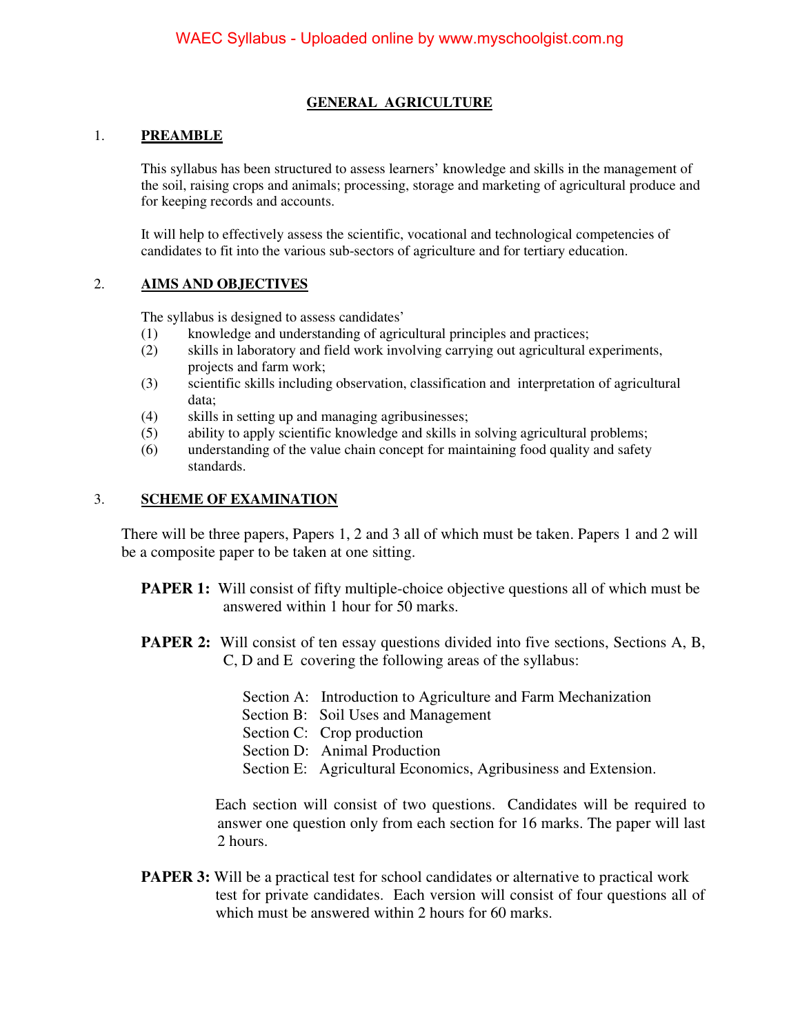# GENERAL AGRICULTURE

## 1. PREAMBLE

This syllabus has been structured to assess learners' knowledge and skills in the management of the soil, raising crops and animals; processing, storage and marketing of agricultural produce and for keeping records and accounts.

It will help to effectively assess the scientific, vocational and technological competencies of candidates to fit into the various sub-sectors of agriculture and for tertiary education.

## 2. AIMS AND OBJECTIVES

The syllabus is designed to assess candidates'

(1) knowledge and understanding of agricultural principles and practices;
(2) skills in laboratory and field work involving carrying out agricultural experiments, projects and farm work;
(3) scientific skills including observation, classification and interpretation of agricultural data;
(4) skills in setting up and managing agribusinesses;
(5) ability to apply scientific knowledge and skills in solving agricultural problems;
(6) understanding of the value chain concept for maintaining food quality and safety standards.

## 3. SCHEME OF EXAMINATION

There will be three papers, Papers 1, 2 and 3 all of which must be taken. Papers 1 and 2 will be a composite paper to be taken at one sitting.

**PAPER 1:** Will consist of fifty multiple-choice objective questions all of which must be answered within 1 hour for 50 marks.

**PAPER 2:** Will consist of ten essay questions divided into five sections, Sections A, B, C, D and E covering the following areas of the syllabus:

Section A: Introduction to Agriculture and Farm Mechanization
Section B: Soil Uses and Management
Section C: Crop production
Section D: Animal Production
Section E: Agricultural Economics, Agribusiness and Extension.

Each section will consist of two questions. Candidates will be required to answer one question only from each section for 16 marks. The paper will last 2 hours.

**PAPER 3:** Will be a practical test for school candidates or alternative to practical work test for private candidates. Each version will consist of four questions all of which must be answered within 2 hours for 60 marks.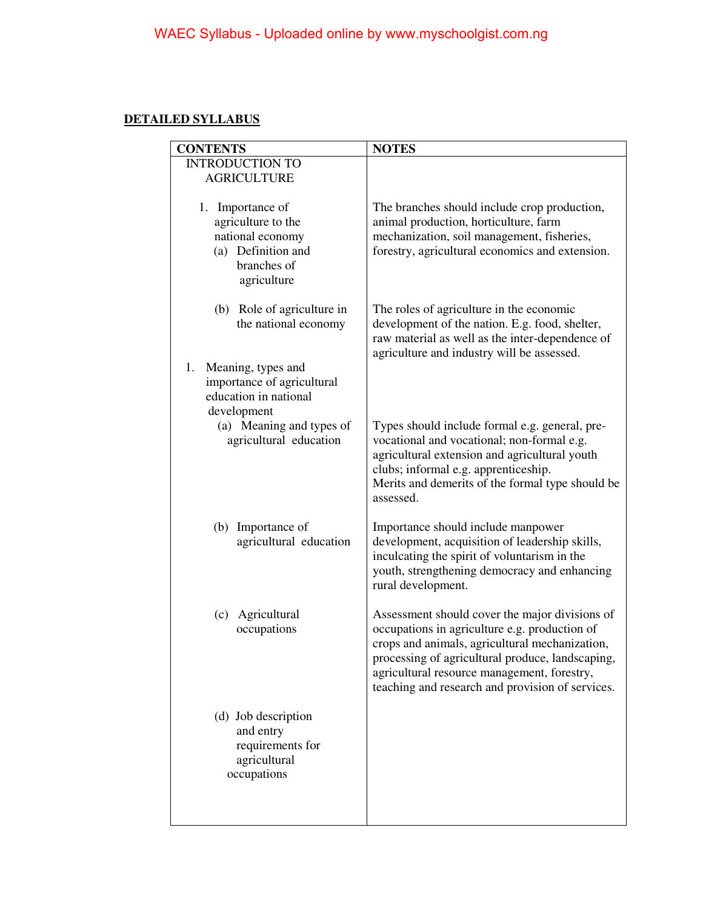## DETAILED SYLLABUS

| CONTENTS | NOTES |
|---|---|
| INTRODUCTION TO AGRICULTURE | |
| 1. Importance of agriculture to the national economy<br>(a) Definition and branches of agriculture | The branches should include crop production, animal production, horticulture, farm mechanization, soil management, fisheries, forestry, agricultural economics and extension. |
| (b) Role of agriculture in the national economy | The roles of agriculture in the economic development of the nation. E.g. food, shelter, raw material as well as the inter-dependence of agriculture and industry will be assessed. |
| 1. Meaning, types and importance of agricultural education in national development | |
| (a) Meaning and types of agricultural education | Types should include formal e.g. general, pre-vocational and vocational; non-formal e.g. agricultural extension and agricultural youth clubs; informal e.g. apprenticeship.<br>Merits and demerits of the formal type should be assessed. |
| (b) Importance of agricultural education | Importance should include manpower development, acquisition of leadership skills, inculcating the spirit of voluntarism in the youth, strengthening democracy and enhancing rural development. |
| (c) Agricultural occupations | Assessment should cover the major divisions of occupations in agriculture e.g. production of crops and animals, agricultural mechanization, processing of agricultural produce, landscaping, agricultural resource management, forestry, teaching and research and provision of services. |
| (d) Job description and entry requirements for agricultural occupations | |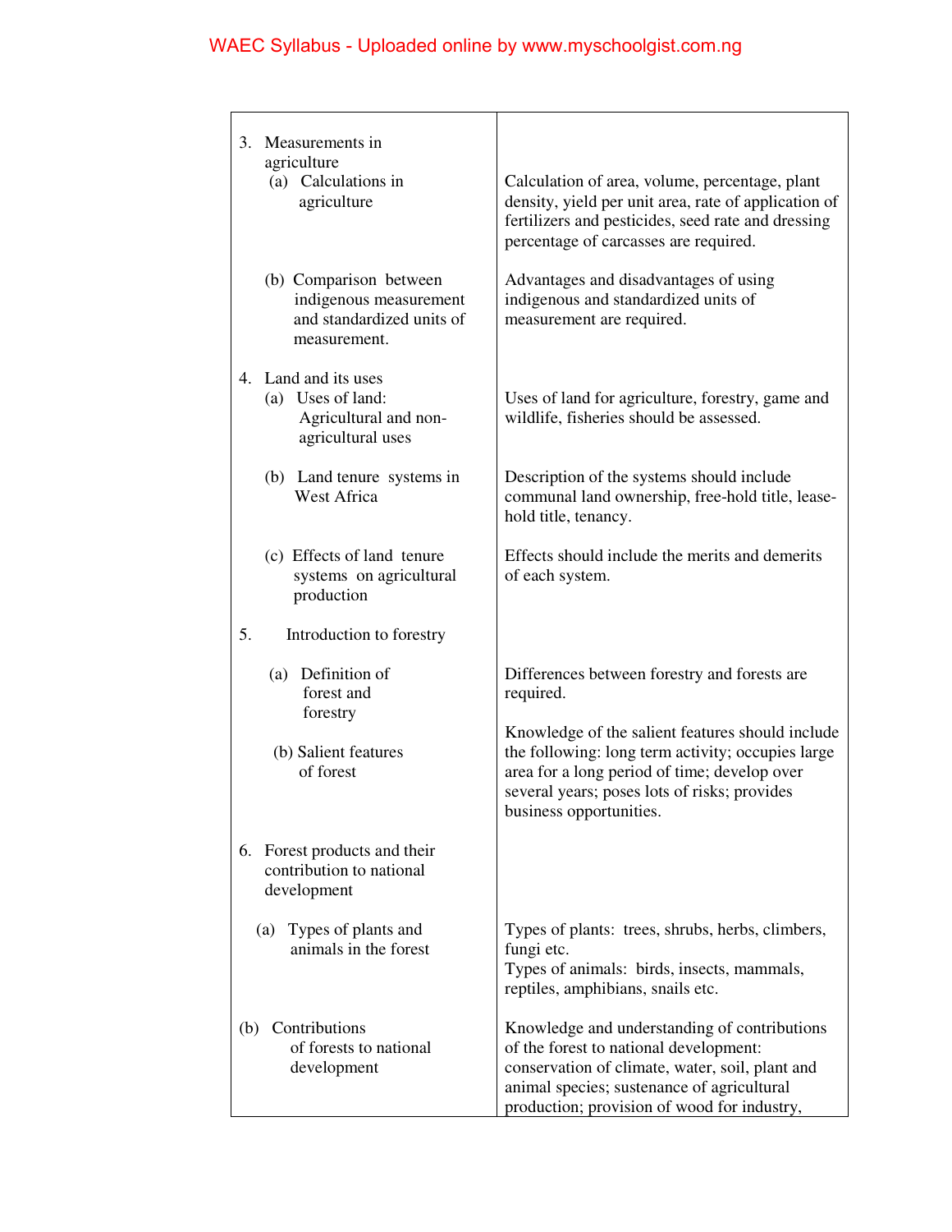| | |
|---|---|
| 3. Measurements in agriculture<br>(a) Calculations in agriculture | Calculation of area, volume, percentage, plant density, yield per unit area, rate of application of fertilizers and pesticides, seed rate and dressing percentage of carcasses are required. |
| (b) Comparison between indigenous measurement and standardized units of measurement. | Advantages and disadvantages of using indigenous and standardized units of measurement are required. |
| 4. Land and its uses<br>(a) Uses of land: Agricultural and non-agricultural uses | Uses of land for agriculture, forestry, game and wildlife, fisheries should be assessed. |
| (b) Land tenure systems in West Africa | Description of the systems should include communal land ownership, free-hold title, lease-hold title, tenancy. |
| (c) Effects of land tenure systems on agricultural production | Effects should include the merits and demerits of each system. |
| 5. Introduction to forestry | |
| (a) Definition of forest and forestry | Differences between forestry and forests are required. |
| (b) Salient features of forest | Knowledge of the salient features should include the following: long term activity; occupies large area for a long period of time; develop over several years; poses lots of risks; provides business opportunities. |
| 6. Forest products and their contribution to national development | |
| (a) Types of plants and animals in the forest | Types of plants: trees, shrubs, herbs, climbers, fungi etc.<br>Types of animals: birds, insects, mammals, reptiles, amphibians, snails etc. |
| (b) Contributions of forests to national development | Knowledge and understanding of contributions of the forest to national development: conservation of climate, water, soil, plant and animal species; sustenance of agricultural production; provision of wood for industry, |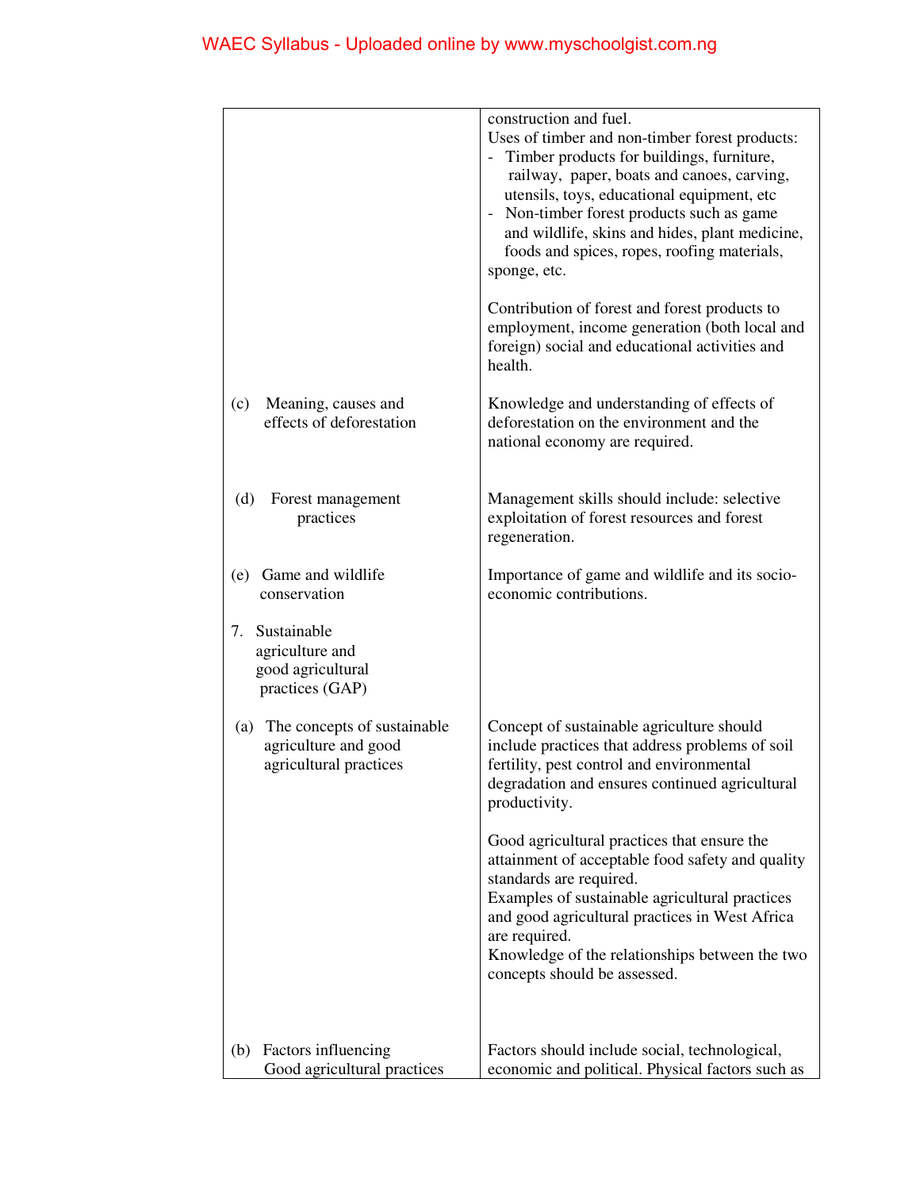| | |
|---|---|
| | construction and fuel.<br>Uses of timber and non-timber forest products:<br>- Timber products for buildings, furniture, railway, paper, boats and canoes, carving, utensils, toys, educational equipment, etc<br>- Non-timber forest products such as game and wildlife, skins and hides, plant medicine, foods and spices, ropes, roofing materials, sponge, etc.<br><br>Contribution of forest and forest products to employment, income generation (both local and foreign) social and educational activities and health. |
| (c) Meaning, causes and effects of deforestation | Knowledge and understanding of effects of deforestation on the environment and the national economy are required. |
| (d) Forest management practices | Management skills should include: selective exploitation of forest resources and forest regeneration. |
| (e) Game and wildlife conservation | Importance of game and wildlife and its socio-economic contributions. |
| 7. Sustainable agriculture and good agricultural practices (GAP) | |
| (a) The concepts of sustainable agriculture and good agricultural practices | Concept of sustainable agriculture should include practices that address problems of soil fertility, pest control and environmental degradation and ensures continued agricultural productivity.<br><br>Good agricultural practices that ensure the attainment of acceptable food safety and quality standards are required.<br>Examples of sustainable agricultural practices and good agricultural practices in West Africa are required.<br>Knowledge of the relationships between the two concepts should be assessed. |
| (b) Factors influencing Good agricultural practices | Factors should include social, technological, economic and political. Physical factors such as |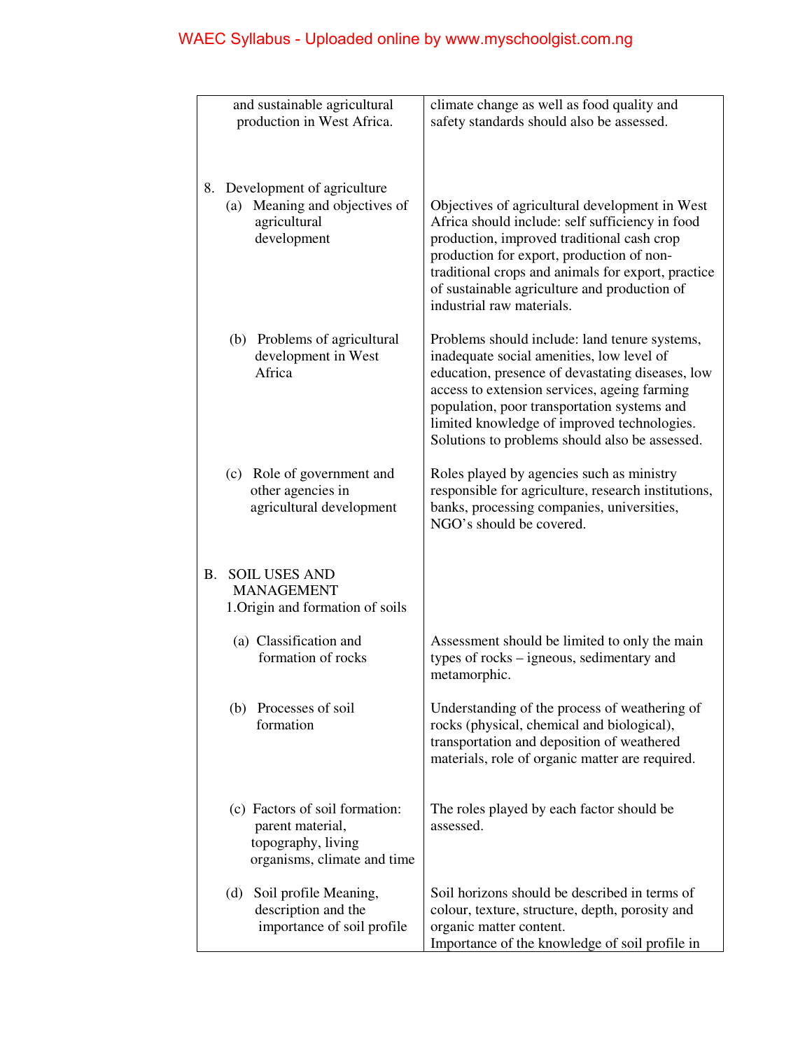| | |
|---|---|
| and sustainable agricultural production in West Africa. | climate change as well as food quality and safety standards should also be assessed. |
| 8. Development of agriculture | |
| (a) Meaning and objectives of agricultural development | Objectives of agricultural development in West Africa should include: self sufficiency in food production, improved traditional cash crop production for export, production of non-traditional crops and animals for export, practice of sustainable agriculture and production of industrial raw materials. |
| (b) Problems of agricultural development in West Africa | Problems should include: land tenure systems, inadequate social amenities, low level of education, presence of devastating diseases, low access to extension services, ageing farming population, poor transportation systems and limited knowledge of improved technologies. Solutions to problems should also be assessed. |
| (c) Role of government and other agencies in agricultural development | Roles played by agencies such as ministry responsible for agriculture, research institutions, banks, processing companies, universities, NGO's should be covered. |
| B. SOIL USES AND MANAGEMENT | |
| 1. Origin and formation of soils | |
| (a) Classification and formation of rocks | Assessment should be limited to only the main types of rocks – igneous, sedimentary and metamorphic. |
| (b) Processes of soil formation | Understanding of the process of weathering of rocks (physical, chemical and biological), transportation and deposition of weathered materials, role of organic matter are required. |
| (c) Factors of soil formation: parent material, topography, living organisms, climate and time | The roles played by each factor should be assessed. |
| (d) Soil profile Meaning, description and the importance of soil profile | Soil horizons should be described in terms of colour, texture, structure, depth, porosity and organic matter content. Importance of the knowledge of soil profile in |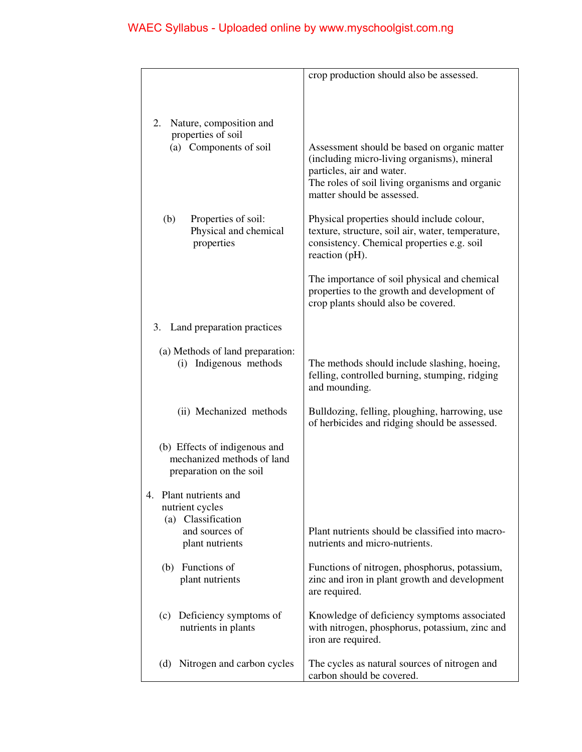| | |
|---|---|
| | crop production should also be assessed. |
| 2. Nature, composition and properties of soil | |
| (a) Components of soil | Assessment should be based on organic matter (including micro-living organisms), mineral particles, air and water. The roles of soil living organisms and organic matter should be assessed. |
| (b) Properties of soil: Physical and chemical properties | Physical properties should include colour, texture, structure, soil air, water, temperature, consistency. Chemical properties e.g. soil reaction (pH). The importance of soil physical and chemical properties to the growth and development of crop plants should also be covered. |
| 3. Land preparation practices | |
| (a) Methods of land preparation: (i) Indigenous methods | The methods should include slashing, hoeing, felling, controlled burning, stumping, ridging and mounding. |
| (ii) Mechanized methods | Bulldozing, felling, ploughing, harrowing, use of herbicides and ridging should be assessed. |
| (b) Effects of indigenous and mechanized methods of land preparation on the soil | |
| 4. Plant nutrients and nutrient cycles | |
| (a) Classification and sources of plant nutrients | Plant nutrients should be classified into macro-nutrients and micro-nutrients. |
| (b) Functions of plant nutrients | Functions of nitrogen, phosphorus, potassium, zinc and iron in plant growth and development are required. |
| (c) Deficiency symptoms of nutrients in plants | Knowledge of deficiency symptoms associated with nitrogen, phosphorus, potassium, zinc and iron are required. |
| (d) Nitrogen and carbon cycles | The cycles as natural sources of nitrogen and carbon should be covered. |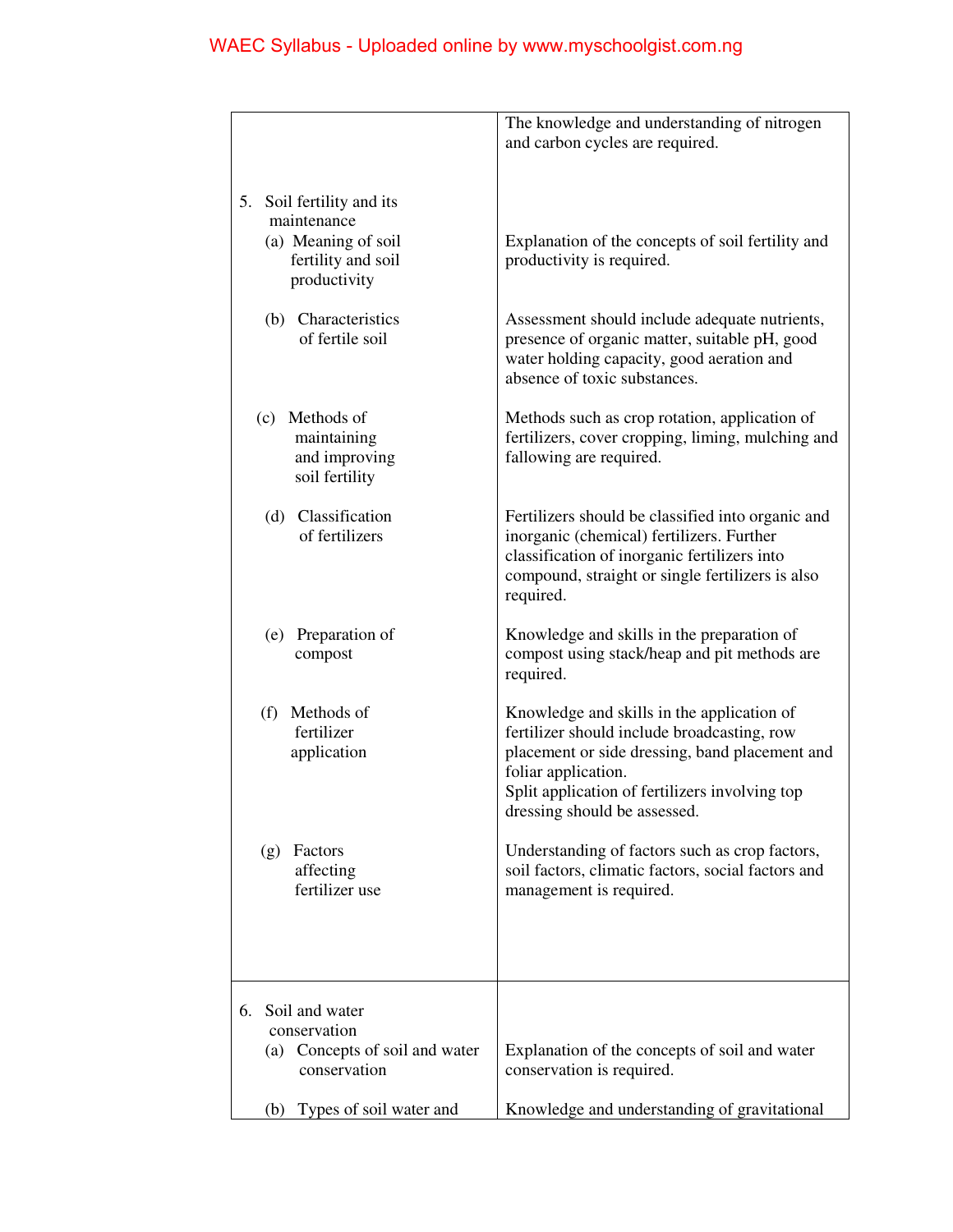| | |
|---|---|
| | The knowledge and understanding of nitrogen and carbon cycles are required. |
| 5. Soil fertility and its maintenance | |
| (a) Meaning of soil fertility and soil productivity | Explanation of the concepts of soil fertility and productivity is required. |
| (b) Characteristics of fertile soil | Assessment should include adequate nutrients, presence of organic matter, suitable pH, good water holding capacity, good aeration and absence of toxic substances. |
| (c) Methods of maintaining and improving soil fertility | Methods such as crop rotation, application of fertilizers, cover cropping, liming, mulching and fallowing are required. |
| (d) Classification of fertilizers | Fertilizers should be classified into organic and inorganic (chemical) fertilizers. Further classification of inorganic fertilizers into compound, straight or single fertilizers is also required. |
| (e) Preparation of compost | Knowledge and skills in the preparation of compost using stack/heap and pit methods are required. |
| (f) Methods of fertilizer application | Knowledge and skills in the application of fertilizer should include broadcasting, row placement or side dressing, band placement and foliar application. Split application of fertilizers involving top dressing should be assessed. |
| (g) Factors affecting fertilizer use | Understanding of factors such as crop factors, soil factors, climatic factors, social factors and management is required. |
| 6. Soil and water conservation | |
| (a) Concepts of soil and water conservation | Explanation of the concepts of soil and water conservation is required. |
| (b) Types of soil water and | Knowledge and understanding of gravitational |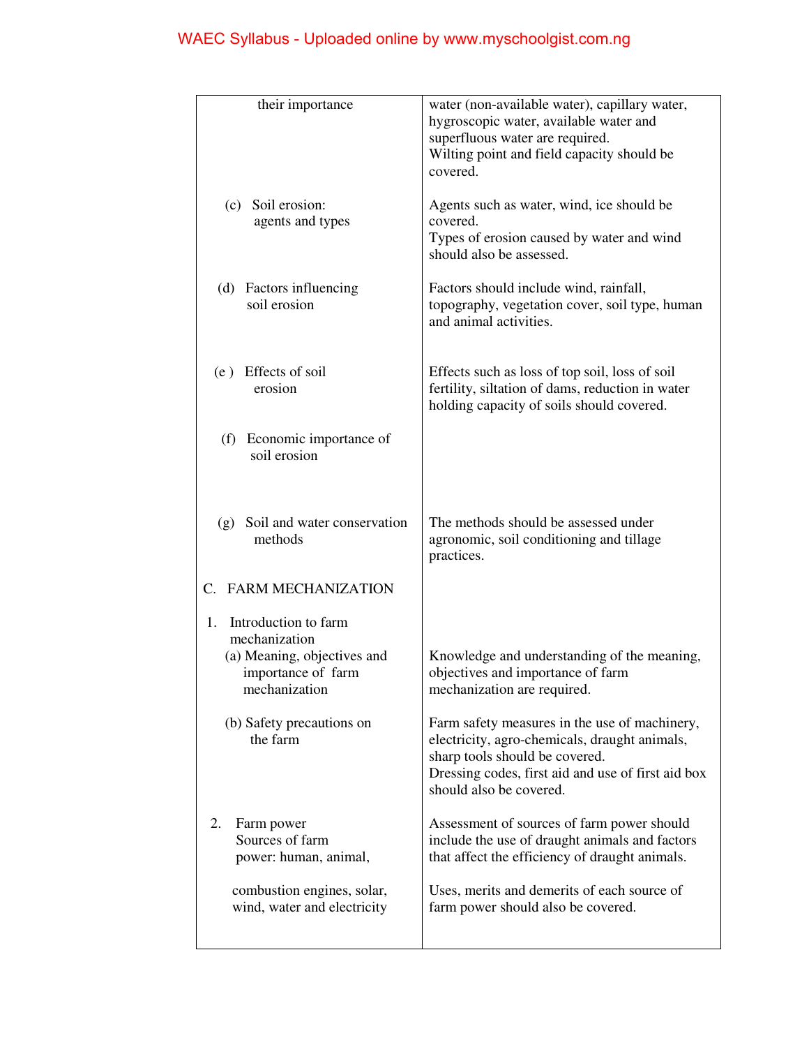| | |
|---|---|
| their importance | water (non-available water), capillary water, hygroscopic water, available water and superfluous water are required. Wilting point and field capacity should be covered. |
| (c) Soil erosion: agents and types | Agents such as water, wind, ice should be covered. Types of erosion caused by water and wind should also be assessed. |
| (d) Factors influencing soil erosion | Factors should include wind, rainfall, topography, vegetation cover, soil type, human and animal activities. |
| (e ) Effects of soil erosion | Effects such as loss of top soil, loss of soil fertility, siltation of dams, reduction in water holding capacity of soils should covered. |
| (f) Economic importance of soil erosion | |
| (g) Soil and water conservation methods | The methods should be assessed under agronomic, soil conditioning and tillage practices. |
| C. FARM MECHANIZATION | |
| 1. Introduction to farm mechanization | |
| (a) Meaning, objectives and importance of farm mechanization | Knowledge and understanding of the meaning, objectives and importance of farm mechanization are required. |
| (b) Safety precautions on the farm | Farm safety measures in the use of machinery, electricity, agro-chemicals, draught animals, sharp tools should be covered. Dressing codes, first aid and use of first aid box should also be covered. |
| 2. Farm power Sources of farm power: human, animal, | Assessment of sources of farm power should include the use of draught animals and factors that affect the efficiency of draught animals. |
| combustion engines, solar, wind, water and electricity | Uses, merits and demerits of each source of farm power should also be covered. |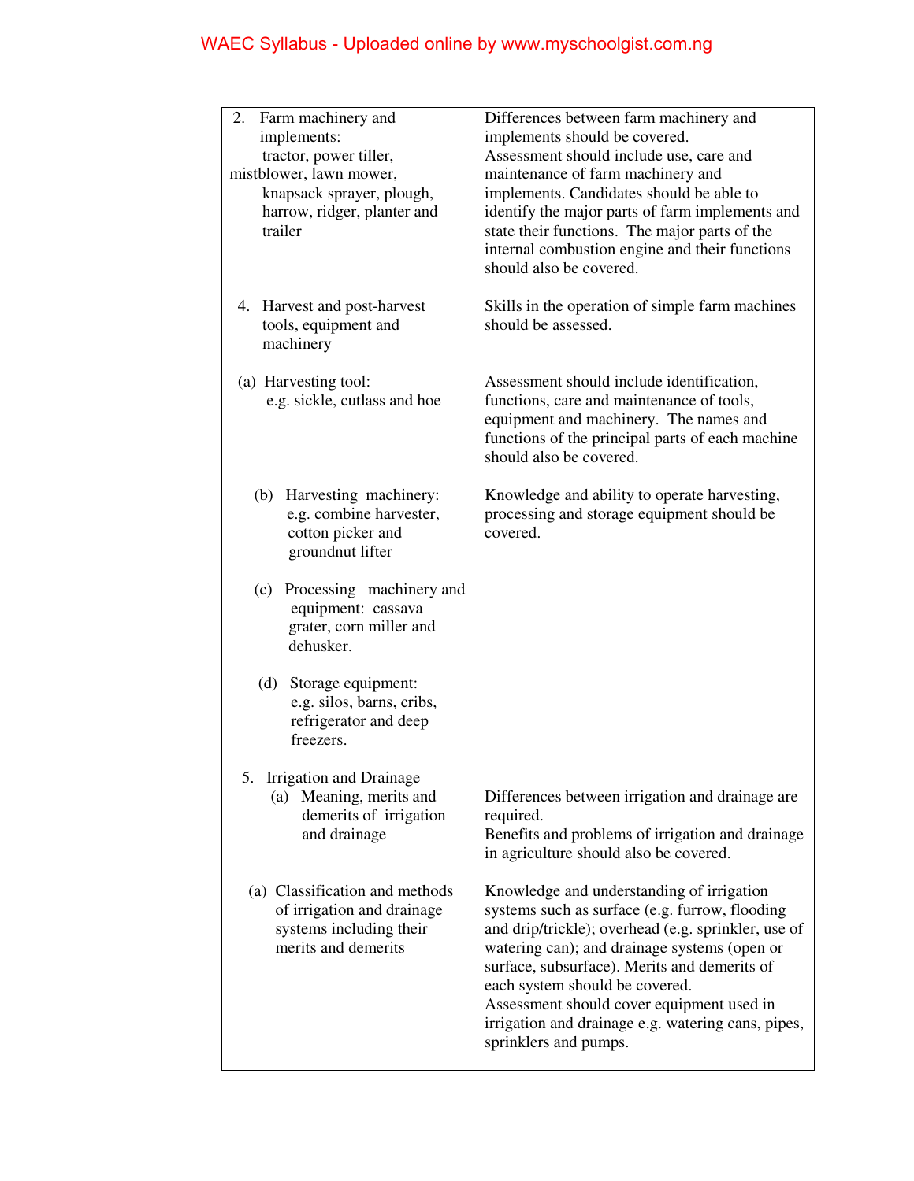| | |
|---|---|
| 2. Farm machinery and implements: tractor, power tiller, mistblower, lawn mower, knapsack sprayer, plough, harrow, ridger, planter and trailer | Differences between farm machinery and implements should be covered. Assessment should include use, care and maintenance of farm machinery and implements. Candidates should be able to identify the major parts of farm implements and state their functions. The major parts of the internal combustion engine and their functions should also be covered. |
| 4. Harvest and post-harvest tools, equipment and machinery | Skills in the operation of simple farm machines should be assessed. |
| (a) Harvesting tool: e.g. sickle, cutlass and hoe | Assessment should include identification, functions, care and maintenance of tools, equipment and machinery. The names and functions of the principal parts of each machine should also be covered. |
| (b) Harvesting machinery: e.g. combine harvester, cotton picker and groundnut lifter | Knowledge and ability to operate harvesting, processing and storage equipment should be covered. |
| (c) Processing machinery and equipment: cassava grater, corn miller and dehusker. | |
| (d) Storage equipment: e.g. silos, barns, cribs, refrigerator and deep freezers. | |
| 5. Irrigation and Drainage (a) Meaning, merits and demerits of irrigation and drainage | Differences between irrigation and drainage are required. Benefits and problems of irrigation and drainage in agriculture should also be covered. |
| (a) Classification and methods of irrigation and drainage systems including their merits and demerits | Knowledge and understanding of irrigation systems such as surface (e.g. furrow, flooding and drip/trickle); overhead (e.g. sprinkler, use of watering can); and drainage systems (open or surface, subsurface). Merits and demerits of each system should be covered. Assessment should cover equipment used in irrigation and drainage e.g. watering cans, pipes, sprinklers and pumps. |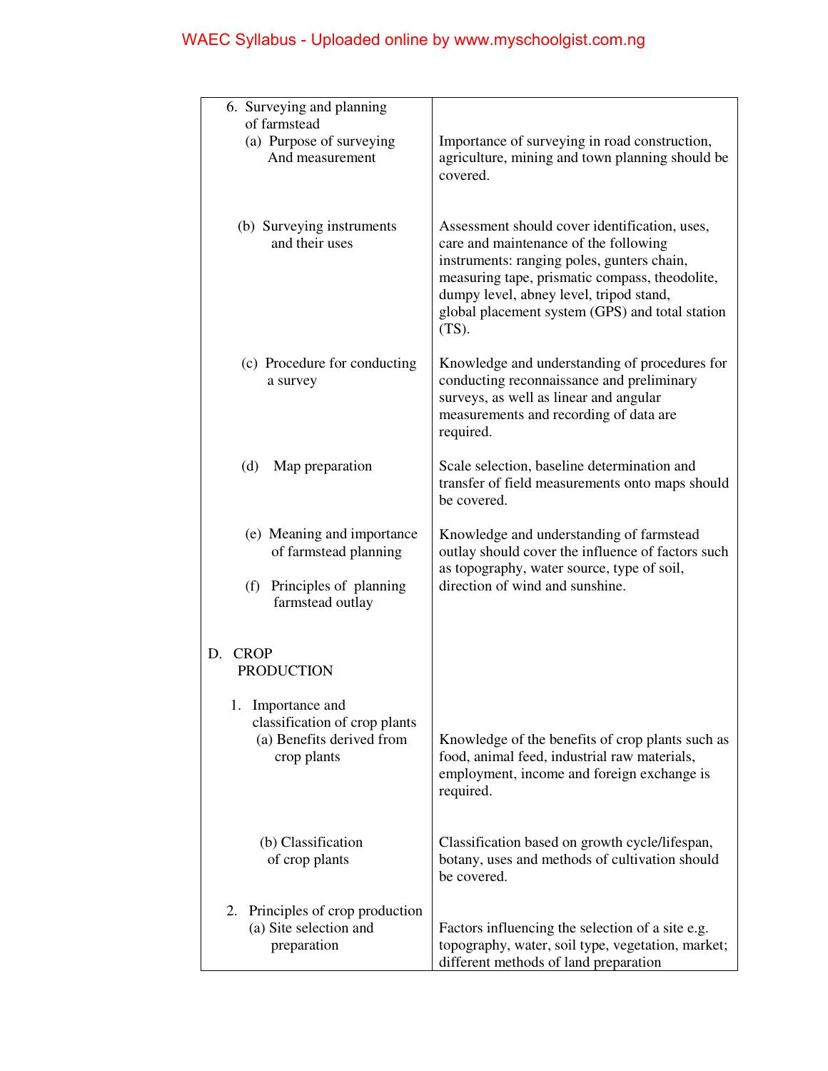| | |
|---|---|
| 6. Surveying and planning of farmstead<br>(a) Purpose of surveying And measurement | Importance of surveying in road construction, agriculture, mining and town planning should be covered. |
| (b) Surveying instruments and their uses | Assessment should cover identification, uses, care and maintenance of the following instruments: ranging poles, gunters chain, measuring tape, prismatic compass, theodolite, dumpy level, abney level, tripod stand, global placement system (GPS) and total station (TS). |
| (c) Procedure for conducting a survey | Knowledge and understanding of procedures for conducting reconnaissance and preliminary surveys, as well as linear and angular measurements and recording of data are required. |
| (d) Map preparation | Scale selection, baseline determination and transfer of field measurements onto maps should be covered. |
| (e) Meaning and importance of farmstead planning<br><br>(f) Principles of planning farmstead outlay | Knowledge and understanding of farmstead outlay should cover the influence of factors such as topography, water source, type of soil, direction of wind and sunshine. |
| D. CROP PRODUCTION | |
| 1. Importance and classification of crop plants<br>(a) Benefits derived from crop plants | Knowledge of the benefits of crop plants such as food, animal feed, industrial raw materials, employment, income and foreign exchange is required. |
| (b) Classification of crop plants | Classification based on growth cycle/lifespan, botany, uses and methods of cultivation should be covered. |
| 2. Principles of crop production<br>(a) Site selection and preparation | Factors influencing the selection of a site e.g. topography, water, soil type, vegetation, market; different methods of land preparation |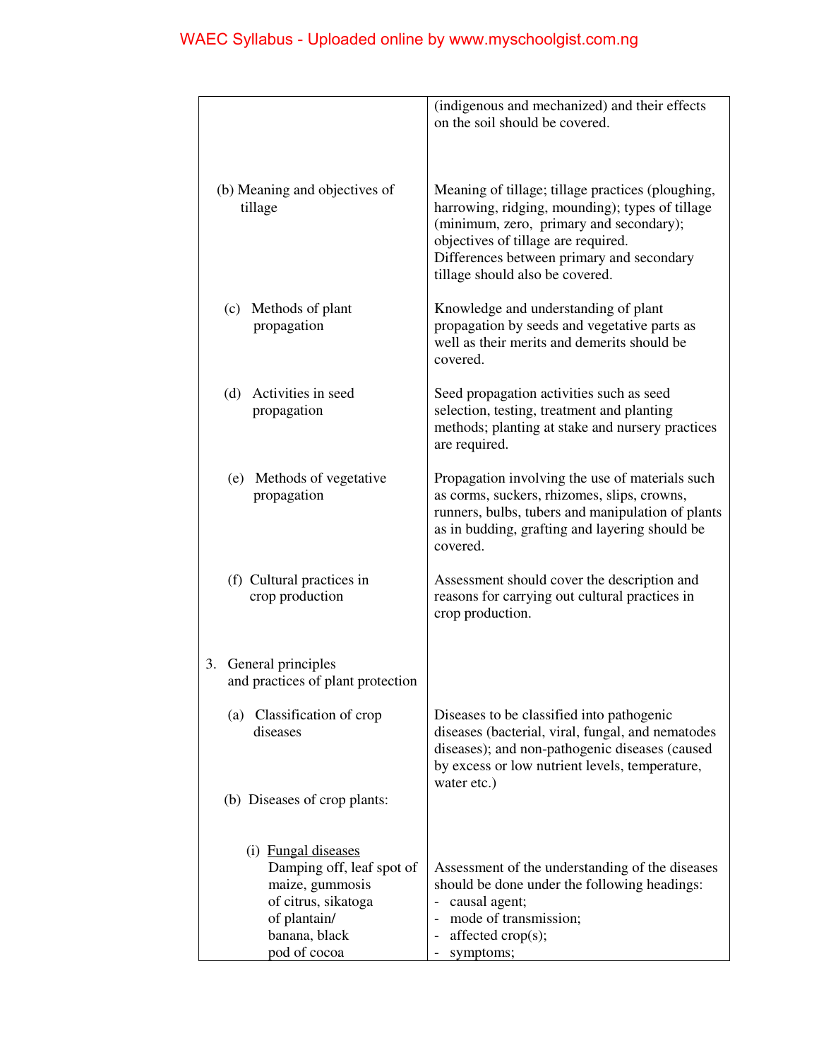| | |
|---|---|
| | (indigenous and mechanized) and their effects on the soil should be covered. |
| (b) Meaning and objectives of tillage | Meaning of tillage; tillage practices (ploughing, harrowing, ridging, mounding); types of tillage (minimum, zero, primary and secondary); objectives of tillage are required. Differences between primary and secondary tillage should also be covered. |
| (c) Methods of plant propagation | Knowledge and understanding of plant propagation by seeds and vegetative parts as well as their merits and demerits should be covered. |
| (d) Activities in seed propagation | Seed propagation activities such as seed selection, testing, treatment and planting methods; planting at stake and nursery practices are required. |
| (e) Methods of vegetative propagation | Propagation involving the use of materials such as corms, suckers, rhizomes, slips, crowns, runners, bulbs, tubers and manipulation of plants as in budding, grafting and layering should be covered. |
| (f) Cultural practices in crop production | Assessment should cover the description and reasons for carrying out cultural practices in crop production. |
| 3. General principles and practices of plant protection | |
| (a) Classification of crop diseases | Diseases to be classified into pathogenic diseases (bacterial, viral, fungal, and nematodes diseases); and non-pathogenic diseases (caused by excess or low nutrient levels, temperature, water etc.) |
| (b) Diseases of crop plants: | |
| (i) Fungal diseases<br>Damping off, leaf spot of maize, gummosis of citrus, sikatoga of plantain/ banana, black pod of cocoa | Assessment of the understanding of the diseases should be done under the following headings:<br>- causal agent;<br>- mode of transmission;<br>- affected crop(s);<br>- symptoms; |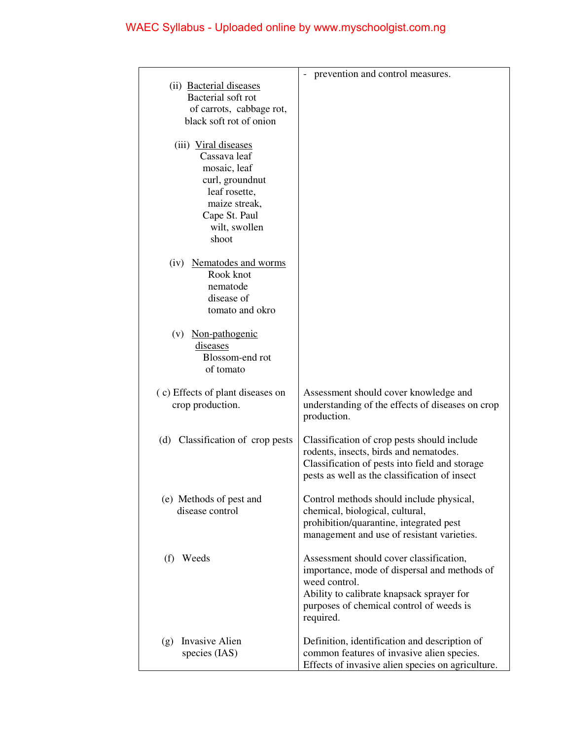| | |
|---|---|
| (ii) Bacterial diseases<br>Bacterial soft rot of carrots, cabbage rot, black soft rot of onion<br><br>(iii) Viral diseases<br>Cassava leaf mosaic, leaf curl, groundnut leaf rosette, maize streak, Cape St. Paul wilt, swollen shoot<br><br>(iv) Nematodes and worms<br>Rook knot nematode disease of tomato and okro<br><br>(v) Non-pathogenic diseases<br>Blossom-end rot of tomato | - prevention and control measures. |
| ( c) Effects of plant diseases on crop production. | Assessment should cover knowledge and understanding of the effects of diseases on crop production. |
| (d) Classification of crop pests | Classification of crop pests should include rodents, insects, birds and nematodes. Classification of pests into field and storage pests as well as the classification of insect |
| (e) Methods of pest and disease control | Control methods should include physical, chemical, biological, cultural, prohibition/quarantine, integrated pest management and use of resistant varieties. |
| (f) Weeds | Assessment should cover classification, importance, mode of dispersal and methods of weed control.<br>Ability to calibrate knapsack sprayer for purposes of chemical control of weeds is required. |
| (g) Invasive Alien species (IAS) | Definition, identification and description of common features of invasive alien species. Effects of invasive alien species on agriculture. |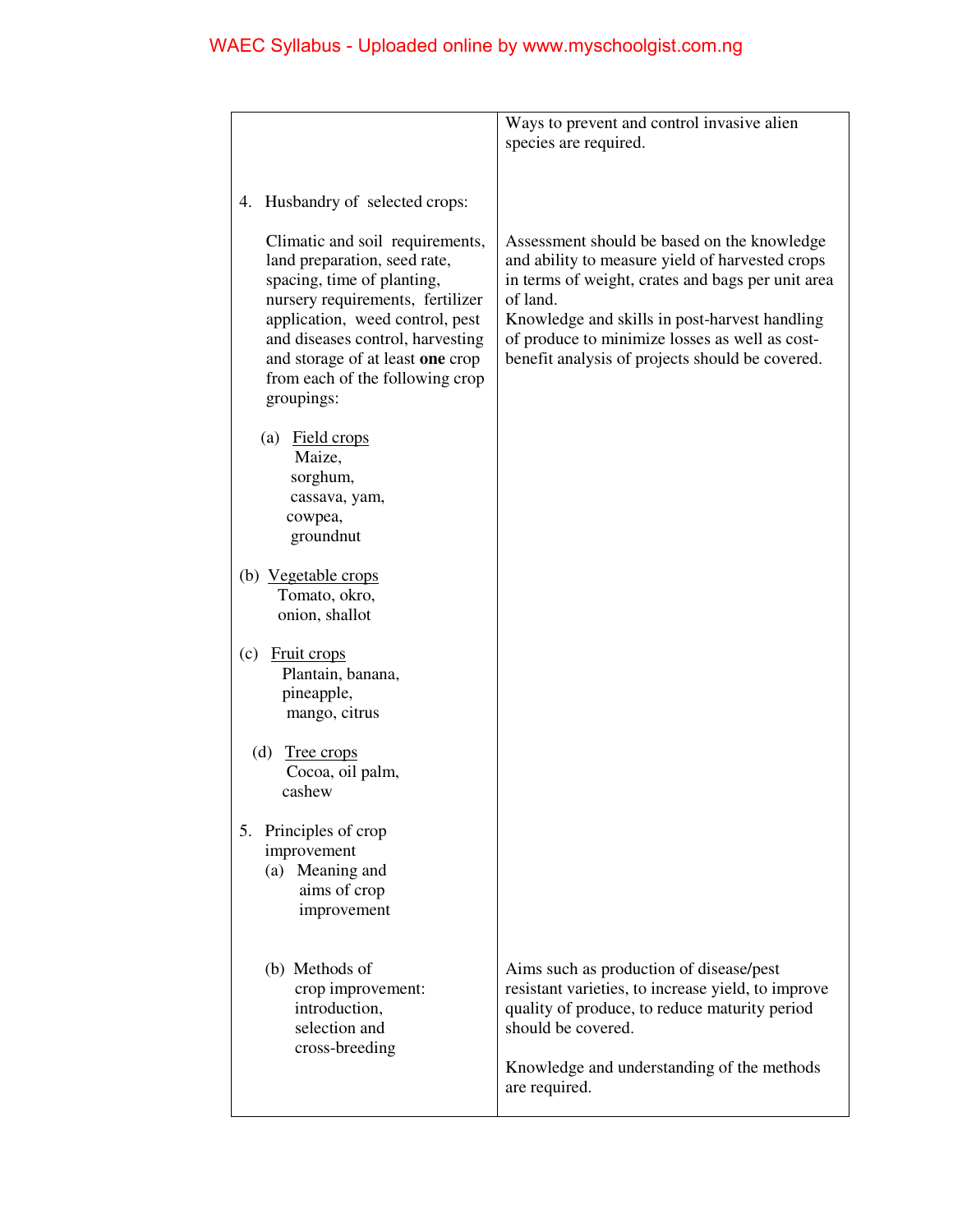| | |
|---|---|
| | Ways to prevent and control invasive alien species are required. |
| 4. Husbandry of selected crops:<br><br>Climatic and soil requirements, land preparation, seed rate, spacing, time of planting, nursery requirements, fertilizer application, weed control, pest and diseases control, harvesting and storage of at least **one** crop from each of the following crop groupings:<br><br>(a) Field crops<br>Maize,<br>sorghum,<br>cassava, yam,<br>cowpea,<br>groundnut<br><br>(b) Vegetable crops<br>Tomato, okro,<br>onion, shallot<br><br>(c) Fruit crops<br>Plantain, banana,<br>pineapple,<br>mango, citrus<br><br>(d) Tree crops<br>Cocoa, oil palm,<br>cashew | Assessment should be based on the knowledge and ability to measure yield of harvested crops in terms of weight, crates and bags per unit area of land.<br>Knowledge and skills in post-harvest handling of produce to minimize losses as well as cost-benefit analysis of projects should be covered. |
| 5. Principles of crop improvement<br>(a) Meaning and aims of crop improvement | |
| (b) Methods of crop improvement: introduction, selection and cross-breeding | Aims such as production of disease/pest resistant varieties, to increase yield, to improve quality of produce, to reduce maturity period should be covered.<br><br>Knowledge and understanding of the methods are required. |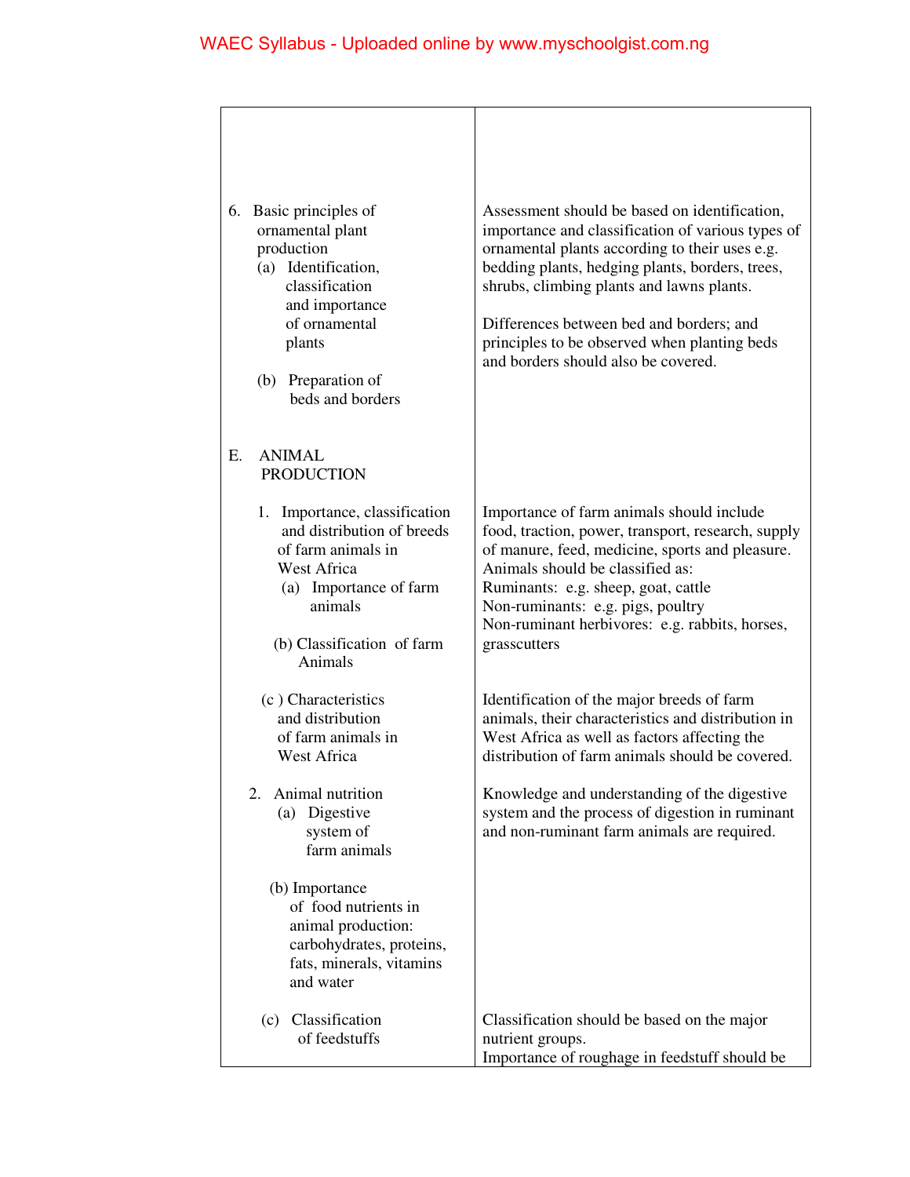| | |
|---|---|
| 6. Basic principles of ornamental plant production<br>(a) Identification, classification and importance of ornamental plants<br><br>(b) Preparation of beds and borders | Assessment should be based on identification, importance and classification of various types of ornamental plants according to their uses e.g. bedding plants, hedging plants, borders, trees, shrubs, climbing plants and lawns plants.<br><br>Differences between bed and borders; and principles to be observed when planting beds and borders should also be covered. |
| E. ANIMAL PRODUCTION | |
| 1. Importance, classification and distribution of breeds of farm animals in West Africa<br>(a) Importance of farm animals<br><br>(b) Classification of farm Animals | Importance of farm animals should include food, traction, power, transport, research, supply of manure, feed, medicine, sports and pleasure.<br>Animals should be classified as:<br>Ruminants: e.g. sheep, goat, cattle<br>Non-ruminants: e.g. pigs, poultry<br>Non-ruminant herbivores: e.g. rabbits, horses, grasscutters |
| (c ) Characteristics and distribution of farm animals in West Africa | Identification of the major breeds of farm animals, their characteristics and distribution in West Africa as well as factors affecting the distribution of farm animals should be covered. |
| 2. Animal nutrition<br>(a) Digestive system of farm animals | Knowledge and understanding of the digestive system and the process of digestion in ruminant and non-ruminant farm animals are required. |
| (b) Importance of food nutrients in animal production: carbohydrates, proteins, fats, minerals, vitamins and water | |
| (c) Classification of feedstuffs | Classification should be based on the major nutrient groups.<br>Importance of roughage in feedstuff should be |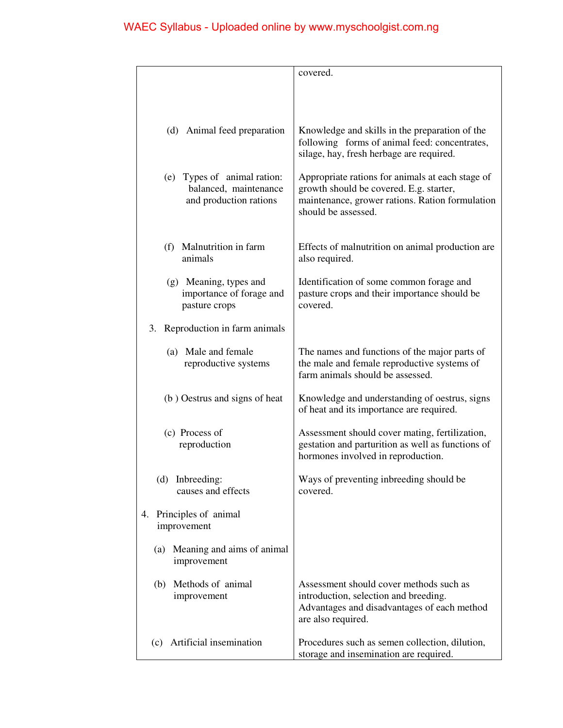| | |
|---|---|
| | covered. |
| (d) Animal feed preparation | Knowledge and skills in the preparation of the following forms of animal feed: concentrates, silage, hay, fresh herbage are required. |
| (e) Types of animal ration: balanced, maintenance and production rations | Appropriate rations for animals at each stage of growth should be covered. E.g. starter, maintenance, grower rations. Ration formulation should be assessed. |
| (f) Malnutrition in farm animals | Effects of malnutrition on animal production are also required. |
| (g) Meaning, types and importance of forage and pasture crops | Identification of some common forage and pasture crops and their importance should be covered. |
| 3. Reproduction in farm animals | |
| (a) Male and female reproductive systems | The names and functions of the major parts of the male and female reproductive systems of farm animals should be assessed. |
| (b ) Oestrus and signs of heat | Knowledge and understanding of oestrus, signs of heat and its importance are required. |
| (c) Process of reproduction | Assessment should cover mating, fertilization, gestation and parturition as well as functions of hormones involved in reproduction. |
| (d) Inbreeding: causes and effects | Ways of preventing inbreeding should be covered. |
| 4. Principles of animal improvement | |
| (a) Meaning and aims of animal improvement | |
| (b) Methods of animal improvement | Assessment should cover methods such as introduction, selection and breeding. Advantages and disadvantages of each method are also required. |
| (c) Artificial insemination | Procedures such as semen collection, dilution, storage and insemination are required. |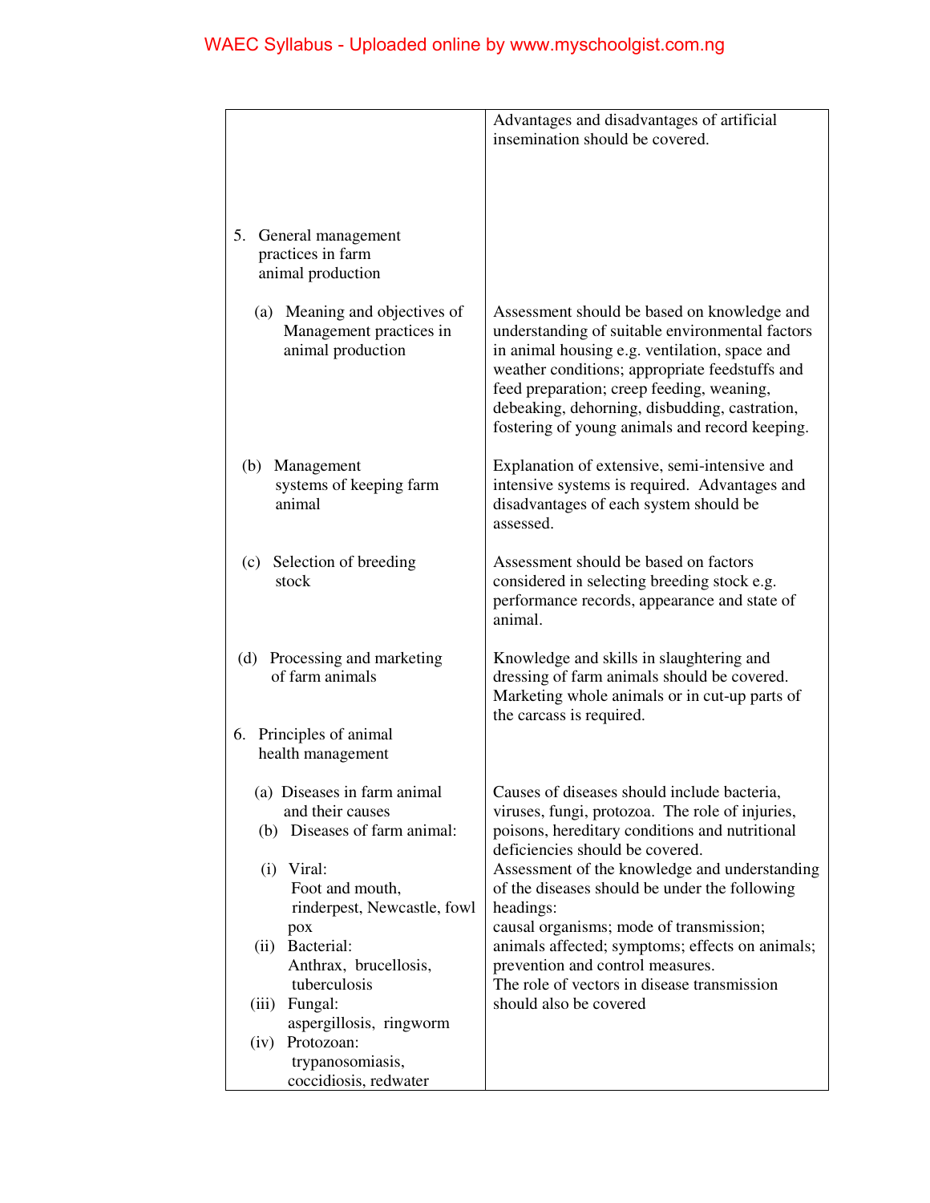| | |
|---|---|
| | Advantages and disadvantages of artificial insemination should be covered. |
| 5. General management practices in farm animal production | |
| (a) Meaning and objectives of Management practices in animal production | Assessment should be based on knowledge and understanding of suitable environmental factors in animal housing e.g. ventilation, space and weather conditions; appropriate feedstuffs and feed preparation; creep feeding, weaning, debeaking, dehorning, disbudding, castration, fostering of young animals and record keeping. |
| (b) Management systems of keeping farm animal | Explanation of extensive, semi-intensive and intensive systems is required. Advantages and disadvantages of each system should be assessed. |
| (c) Selection of breeding stock | Assessment should be based on factors considered in selecting breeding stock e.g. performance records, appearance and state of animal. |
| (d) Processing and marketing of farm animals | Knowledge and skills in slaughtering and dressing of farm animals should be covered. Marketing whole animals or in cut-up parts of the carcass is required. |
| 6. Principles of animal health management | |
| (a) Diseases in farm animal and their causes | Causes of diseases should include bacteria, viruses, fungi, protozoa. The role of injuries, poisons, hereditary conditions and nutritional deficiencies should be covered. |
| (b) Diseases of farm animal:<br>(i) Viral: Foot and mouth, rinderpest, Newcastle, fowl pox<br>(ii) Bacterial: Anthrax, brucellosis, tuberculosis<br>(iii) Fungal: aspergillosis, ringworm<br>(iv) Protozoan: trypanosomiasis, coccidiosis, redwater | Assessment of the knowledge and understanding of the diseases should be under the following headings:<br>causal organisms; mode of transmission; animals affected; symptoms; effects on animals; prevention and control measures.<br>The role of vectors in disease transmission should also be covered |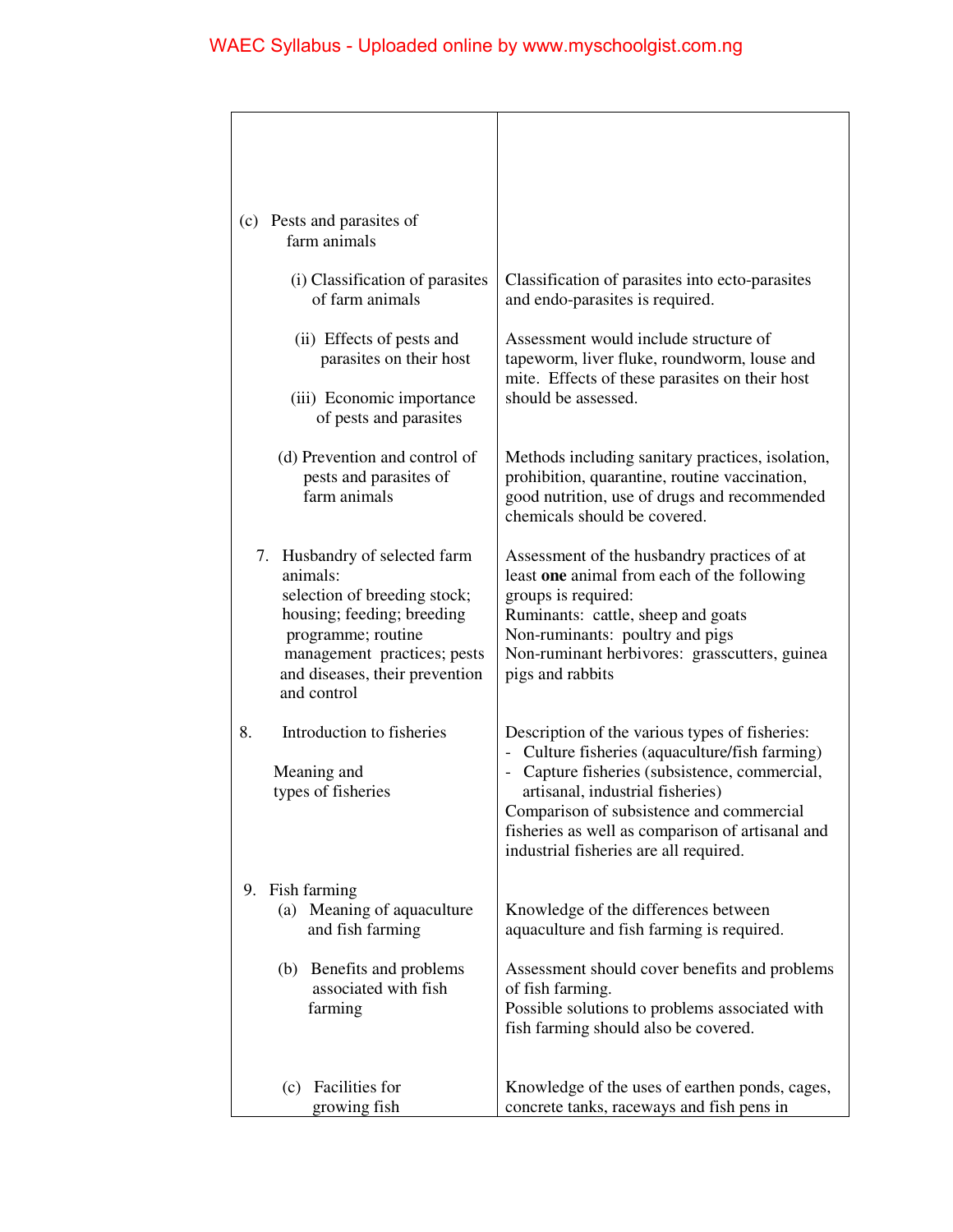| | |
|---|---|
| (c) Pests and parasites of farm animals | |
| (i) Classification of parasites of farm animals | Classification of parasites into ecto-parasites and endo-parasites is required. |
| (ii) Effects of pests and parasites on their host<br><br>(iii) Economic importance of pests and parasites | Assessment would include structure of tapeworm, liver fluke, roundworm, louse and mite. Effects of these parasites on their host should be assessed. |
| (d) Prevention and control of pests and parasites of farm animals | Methods including sanitary practices, isolation, prohibition, quarantine, routine vaccination, good nutrition, use of drugs and recommended chemicals should be covered. |
| 7. Husbandry of selected farm animals: selection of breeding stock; housing; feeding; breeding programme; routine management practices; pests and diseases, their prevention and control | Assessment of the husbandry practices of at least **one** animal from each of the following groups is required:<br>Ruminants: cattle, sheep and goats<br>Non-ruminants: poultry and pigs<br>Non-ruminant herbivores: grasscutters, guinea pigs and rabbits |
| 8. Introduction to fisheries<br><br>Meaning and types of fisheries | Description of the various types of fisheries:<br>- Culture fisheries (aquaculture/fish farming)<br>- Capture fisheries (subsistence, commercial, artisanal, industrial fisheries)<br>Comparison of subsistence and commercial fisheries as well as comparison of artisanal and industrial fisheries are all required. |
| 9. Fish farming<br>(a) Meaning of aquaculture and fish farming | Knowledge of the differences between aquaculture and fish farming is required. |
| (b) Benefits and problems associated with fish farming | Assessment should cover benefits and problems of fish farming.<br>Possible solutions to problems associated with fish farming should also be covered. |
| (c) Facilities for growing fish | Knowledge of the uses of earthen ponds, cages, concrete tanks, raceways and fish pens in |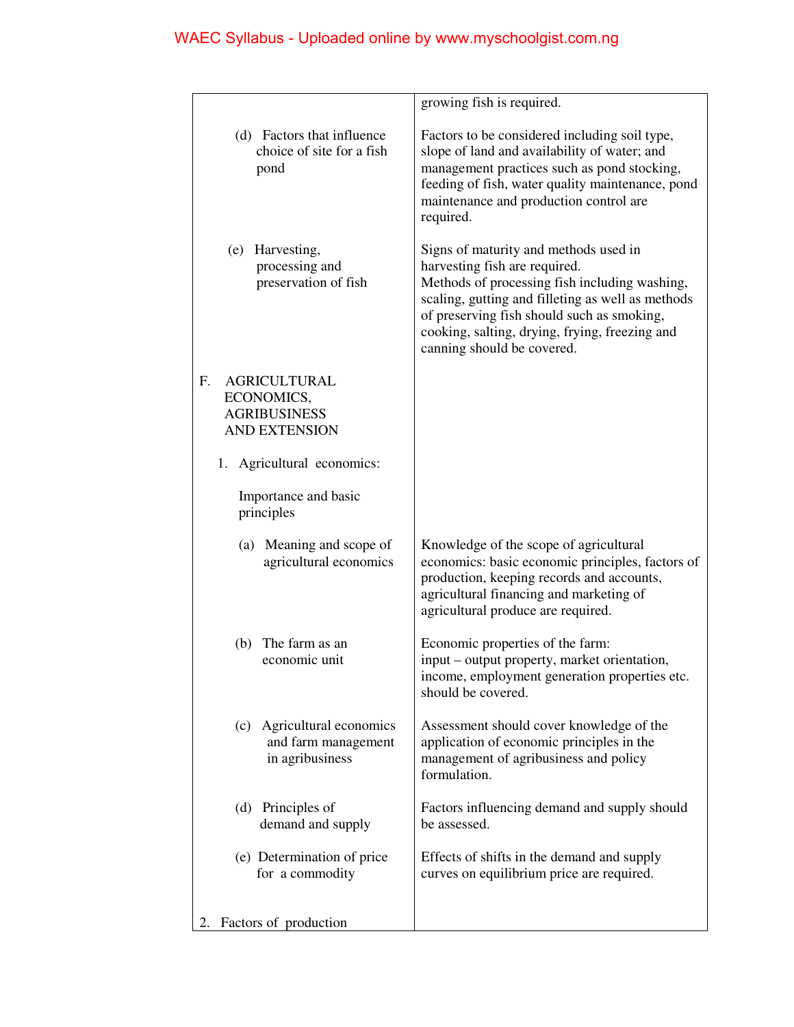| | |
|---|---|
| | growing fish is required. |
| (d) Factors that influence choice of site for a fish pond | Factors to be considered including soil type, slope of land and availability of water; and management practices such as pond stocking, feeding of fish, water quality maintenance, pond maintenance and production control are required. |
| (e) Harvesting, processing and preservation of fish | Signs of maturity and methods used in harvesting fish are required. Methods of processing fish including washing, scaling, gutting and filleting as well as methods of preserving fish should such as smoking, cooking, salting, drying, frying, freezing and canning should be covered. |
| F. AGRICULTURAL ECONOMICS, AGRIBUSINESS AND EXTENSION | |
| 1. Agricultural economics: Importance and basic principles | |
| (a) Meaning and scope of agricultural economics | Knowledge of the scope of agricultural economics: basic economic principles, factors of production, keeping records and accounts, agricultural financing and marketing of agricultural produce are required. |
| (b) The farm as an economic unit | Economic properties of the farm: input – output property, market orientation, income, employment generation properties etc. should be covered. |
| (c) Agricultural economics and farm management in agribusiness | Assessment should cover knowledge of the application of economic principles in the management of agribusiness and policy formulation. |
| (d) Principles of demand and supply | Factors influencing demand and supply should be assessed. |
| (e) Determination of price for a commodity | Effects of shifts in the demand and supply curves on equilibrium price are required. |
| 2. Factors of production | |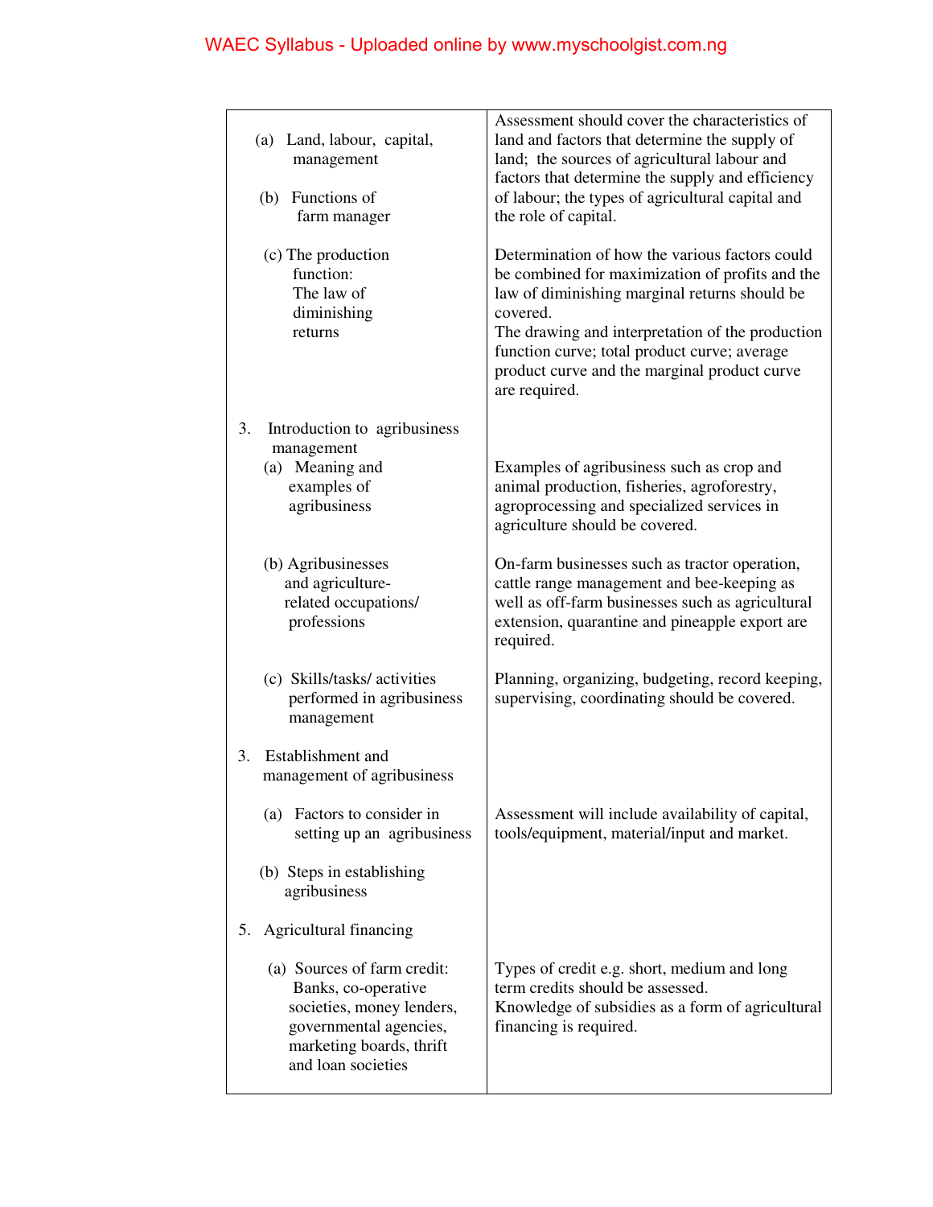| | |
|---|---|
| (a) Land, labour, capital, management<br><br>(b) Functions of farm manager | Assessment should cover the characteristics of land and factors that determine the supply of land; the sources of agricultural labour and factors that determine the supply and efficiency of labour; the types of agricultural capital and the role of capital. |
| (c) The production function: The law of diminishing returns | Determination of how the various factors could be combined for maximization of profits and the law of diminishing marginal returns should be covered.<br>The drawing and interpretation of the production function curve; total product curve; average product curve and the marginal product curve are required. |
| 3. Introduction to agribusiness management<br>(a) Meaning and examples of agribusiness | Examples of agribusiness such as crop and animal production, fisheries, agroforestry, agroprocessing and specialized services in agriculture should be covered. |
| (b) Agribusinesses and agriculture-related occupations/ professions | On-farm businesses such as tractor operation, cattle range management and bee-keeping as well as off-farm businesses such as agricultural extension, quarantine and pineapple export are required. |
| (c) Skills/tasks/ activities performed in agribusiness management | Planning, organizing, budgeting, record keeping, supervising, coordinating should be covered. |
| 3. Establishment and management of agribusiness | |
| (a) Factors to consider in setting up an agribusiness | Assessment will include availability of capital, tools/equipment, material/input and market. |
| (b) Steps in establishing agribusiness | |
| 5. Agricultural financing | |
| (a) Sources of farm credit: Banks, co-operative societies, money lenders, governmental agencies, marketing boards, thrift and loan societies | Types of credit e.g. short, medium and long term credits should be assessed.<br>Knowledge of subsidies as a form of agricultural financing is required. |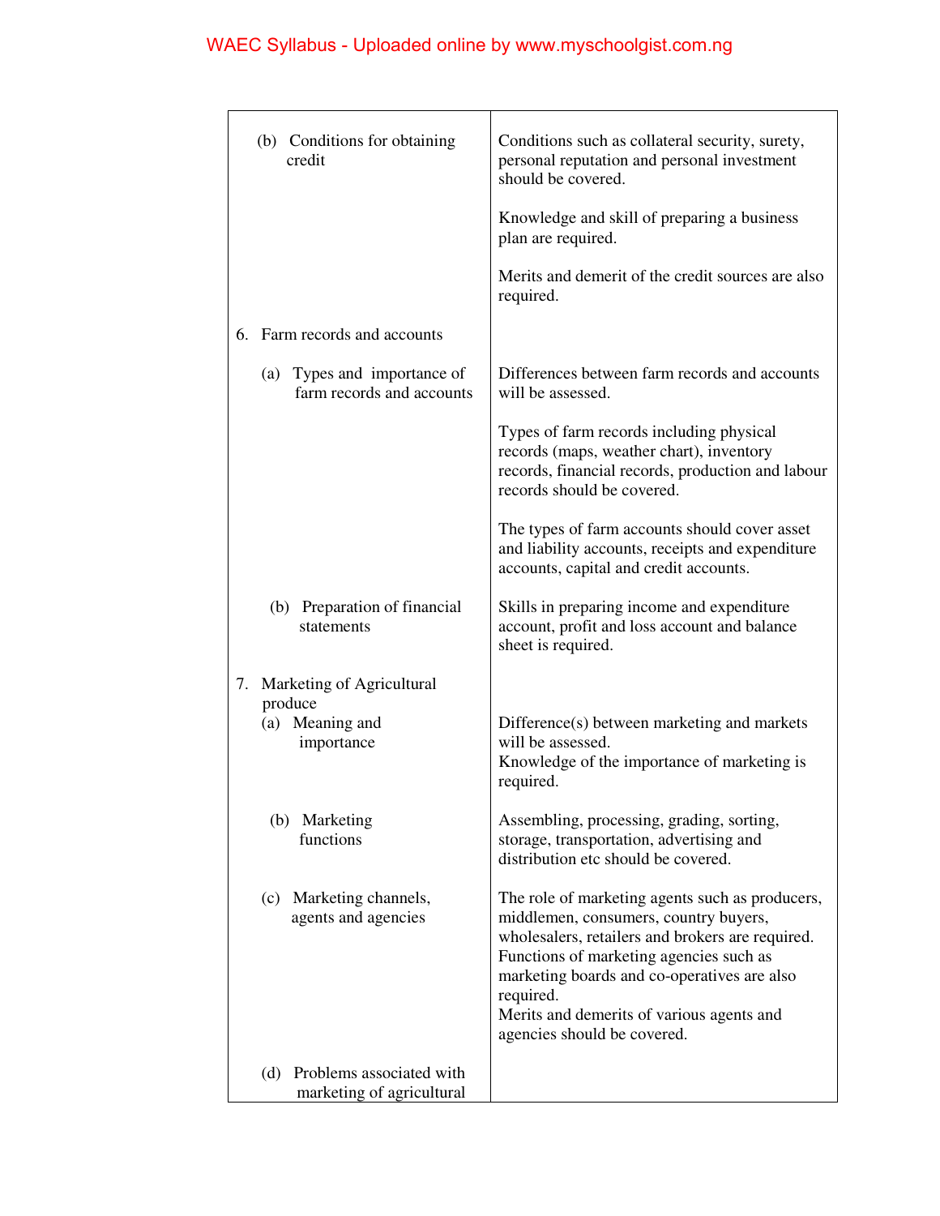| | |
|---|---|
| (b) Conditions for obtaining credit | Conditions such as collateral security, surety, personal reputation and personal investment should be covered.<br><br>Knowledge and skill of preparing a business plan are required.<br><br>Merits and demerit of the credit sources are also required. |
| 6. Farm records and accounts | |
| (a) Types and importance of farm records and accounts | Differences between farm records and accounts will be assessed.<br><br>Types of farm records including physical records (maps, weather chart), inventory records, financial records, production and labour records should be covered.<br><br>The types of farm accounts should cover asset and liability accounts, receipts and expenditure accounts, capital and credit accounts. |
| (b) Preparation of financial statements | Skills in preparing income and expenditure account, profit and loss account and balance sheet is required. |
| 7. Marketing of Agricultural produce | |
| (a) Meaning and importance | Difference(s) between marketing and markets will be assessed.<br>Knowledge of the importance of marketing is required. |
| (b) Marketing functions | Assembling, processing, grading, sorting, storage, transportation, advertising and distribution etc should be covered. |
| (c) Marketing channels, agents and agencies | The role of marketing agents such as producers, middlemen, consumers, country buyers, wholesalers, retailers and brokers are required.<br>Functions of marketing agencies such as marketing boards and co-operatives are also required.<br>Merits and demerits of various agents and agencies should be covered. |
| (d) Problems associated with marketing of agricultural | |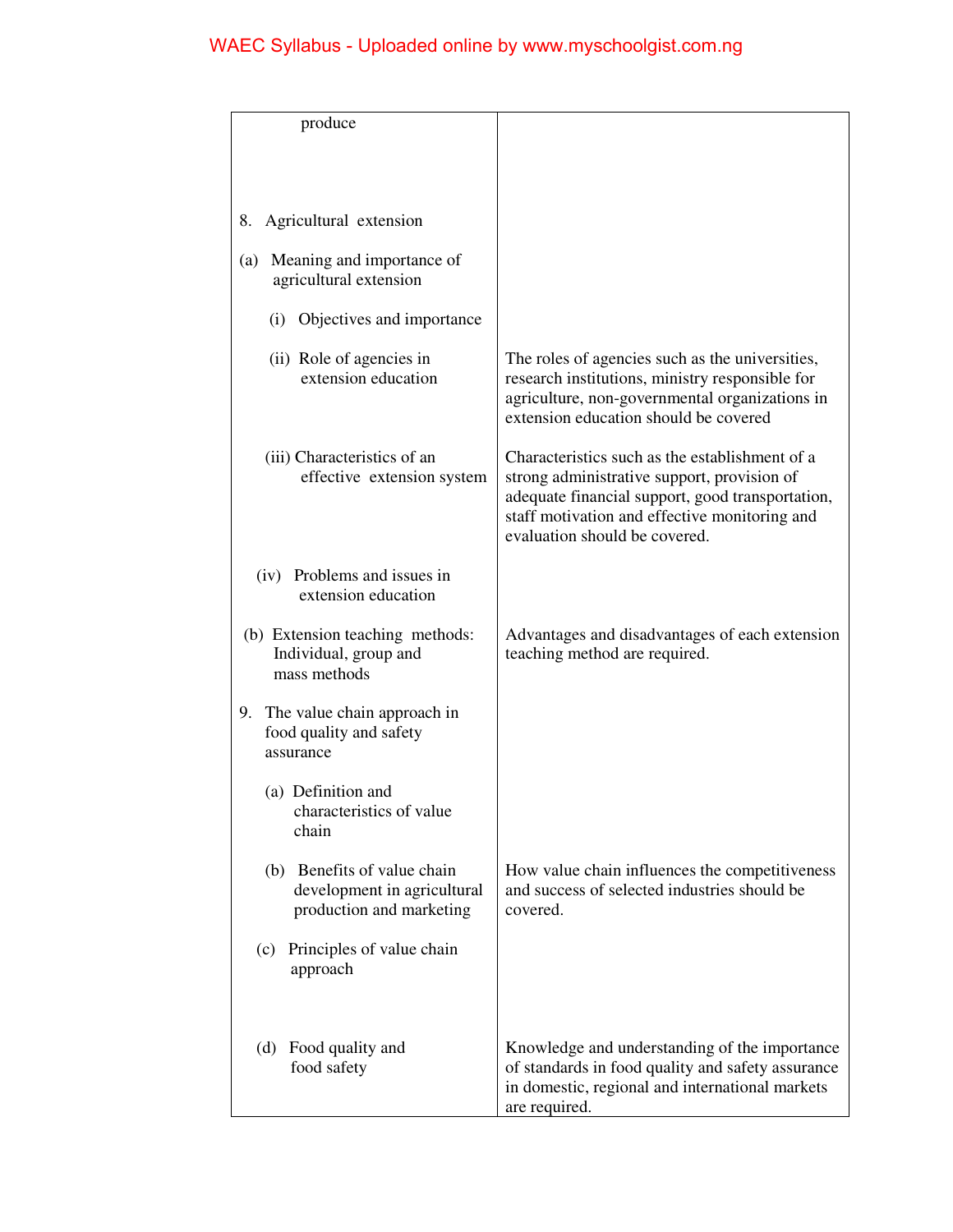| | |
|---|---|
| produce | |
| 8. Agricultural extension | |
| (a) Meaning and importance of agricultural extension | |
| (i) Objectives and importance | |
| (ii) Role of agencies in extension education | The roles of agencies such as the universities, research institutions, ministry responsible for agriculture, non-governmental organizations in extension education should be covered |
| (iii) Characteristics of an effective extension system | Characteristics such as the establishment of a strong administrative support, provision of adequate financial support, good transportation, staff motivation and effective monitoring and evaluation should be covered. |
| (iv) Problems and issues in extension education | |
| (b) Extension teaching methods: Individual, group and mass methods | Advantages and disadvantages of each extension teaching method are required. |
| 9. The value chain approach in food quality and safety assurance | |
| (a) Definition and characteristics of value chain | |
| (b) Benefits of value chain development in agricultural production and marketing | How value chain influences the competitiveness and success of selected industries should be covered. |
| (c) Principles of value chain approach | |
| (d) Food quality and food safety | Knowledge and understanding of the importance of standards in food quality and safety assurance in domestic, regional and international markets are required. |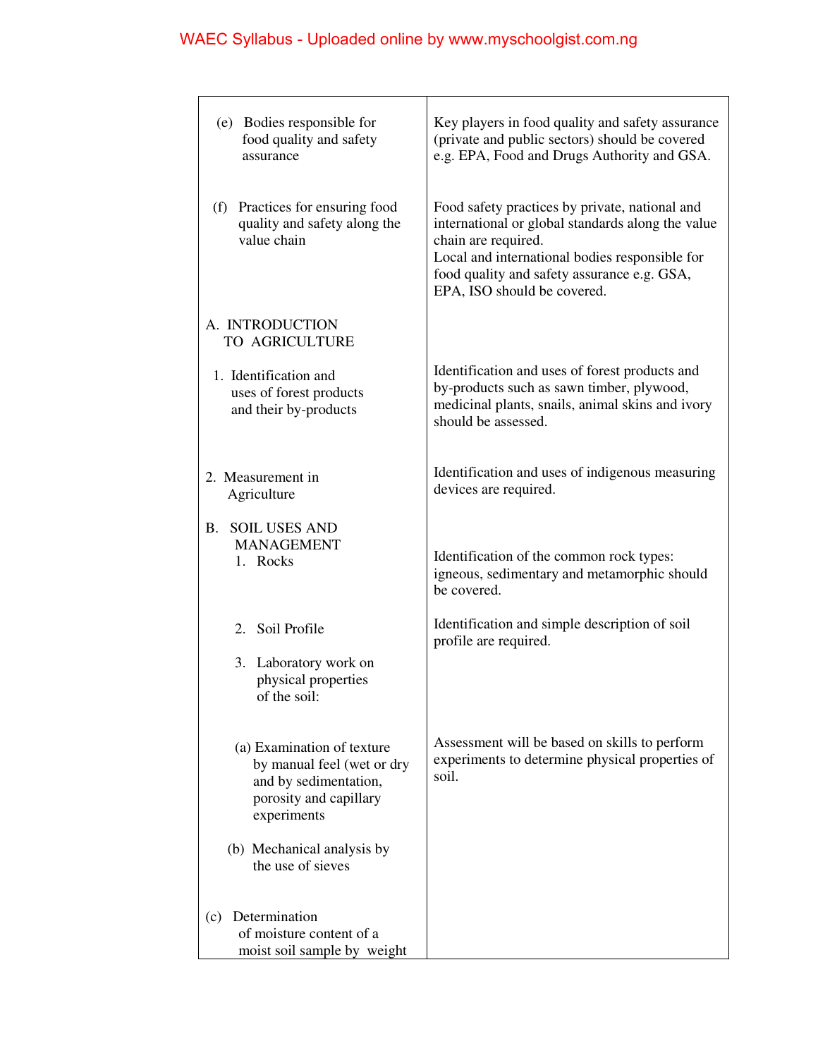| | |
|---|---|
| (e) Bodies responsible for food quality and safety assurance | Key players in food quality and safety assurance (private and public sectors) should be covered e.g. EPA, Food and Drugs Authority and GSA. |
| (f) Practices for ensuring food quality and safety along the value chain | Food safety practices by private, national and international or global standards along the value chain are required.<br>Local and international bodies responsible for food quality and safety assurance e.g. GSA, EPA, ISO should be covered. |
| A. INTRODUCTION TO AGRICULTURE | |
| 1. Identification and uses of forest products and their by-products | Identification and uses of forest products and by-products such as sawn timber, plywood, medicinal plants, snails, animal skins and ivory should be assessed. |
| 2. Measurement in Agriculture | Identification and uses of indigenous measuring devices are required. |
| B. SOIL USES AND MANAGEMENT<br>1. Rocks | Identification of the common rock types: igneous, sedimentary and metamorphic should be covered. |
| 2. Soil Profile | Identification and simple description of soil profile are required. |
| 3. Laboratory work on physical properties of the soil: | |
| (a) Examination of texture by manual feel (wet or dry and by sedimentation, porosity and capillary experiments | Assessment will be based on skills to perform experiments to determine physical properties of soil. |
| (b) Mechanical analysis by the use of sieves | |
| (c) Determination of moisture content of a moist soil sample by weight | |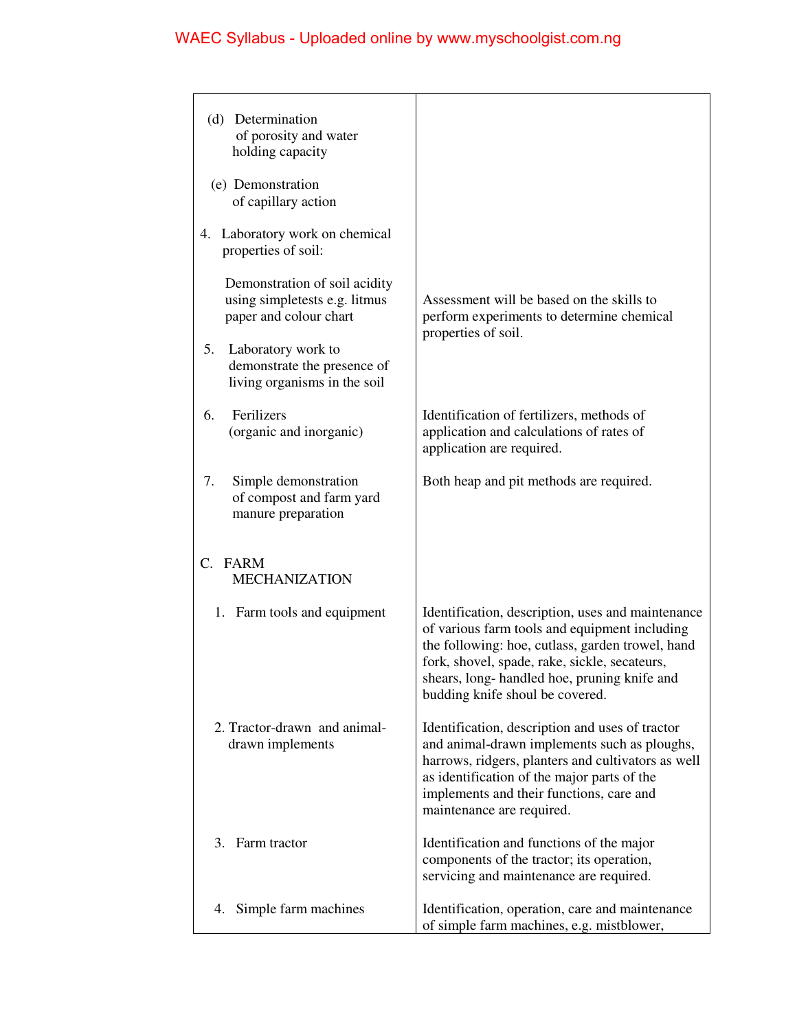| | |
|---|---|
| (d) Determination of porosity and water holding capacity | |
| (e) Demonstration of capillary action | |
| 4. Laboratory work on chemical properties of soil: Demonstration of soil acidity using simpletests e.g. litmus paper and colour chart | Assessment will be based on the skills to perform experiments to determine chemical properties of soil. |
| 5. Laboratory work to demonstrate the presence of living organisms in the soil | |
| 6. Ferilizers (organic and inorganic) | Identification of fertilizers, methods of application and calculations of rates of application are required. |
| 7. Simple demonstration of compost and farm yard manure preparation | Both heap and pit methods are required. |
| C. FARM MECHANIZATION | |
| 1. Farm tools and equipment | Identification, description, uses and maintenance of various farm tools and equipment including the following: hoe, cutlass, garden trowel, hand fork, shovel, spade, rake, sickle, secateurs, shears, long- handled hoe, pruning knife and budding knife shoul be covered. |
| 2. Tractor-drawn and animal-drawn implements | Identification, description and uses of tractor and animal-drawn implements such as ploughs, harrows, ridgers, planters and cultivators as well as identification of the major parts of the implements and their functions, care and maintenance are required. |
| 3. Farm tractor | Identification and functions of the major components of the tractor; its operation, servicing and maintenance are required. |
| 4. Simple farm machines | Identification, operation, care and maintenance of simple farm machines, e.g. mistblower, |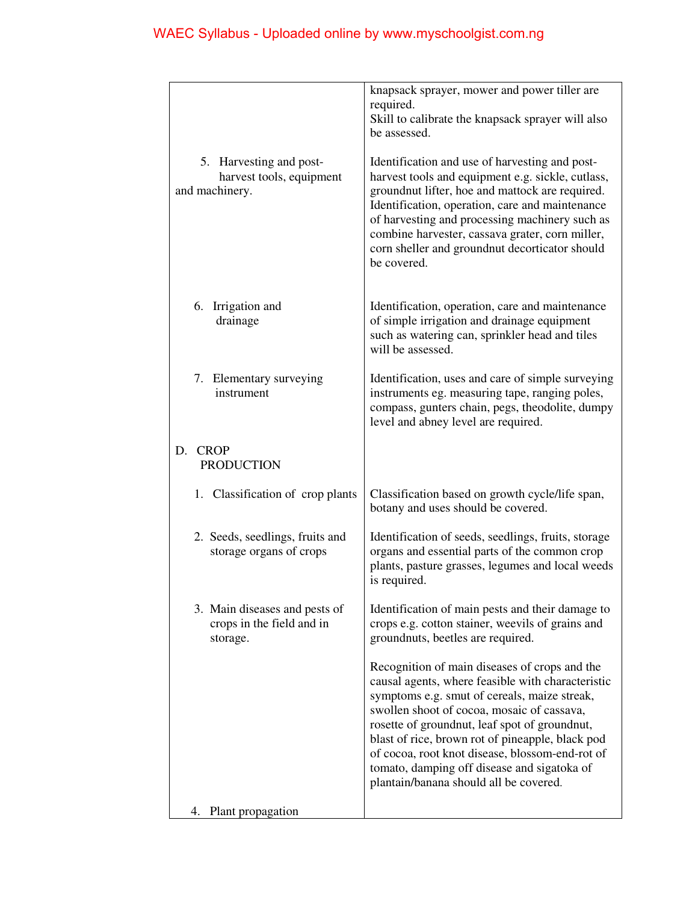| | |
|---|---|
| | knapsack sprayer, mower and power tiller are required. Skill to calibrate the knapsack sprayer will also be assessed. |
| 5. Harvesting and post-harvest tools, equipment and machinery. | Identification and use of harvesting and post-harvest tools and equipment e.g. sickle, cutlass, groundnut lifter, hoe and mattock are required. Identification, operation, care and maintenance of harvesting and processing machinery such as combine harvester, cassava grater, corn miller, corn sheller and groundnut decorticator should be covered. |
| 6. Irrigation and drainage | Identification, operation, care and maintenance of simple irrigation and drainage equipment such as watering can, sprinkler head and tiles will be assessed. |
| 7. Elementary surveying instrument | Identification, uses and care of simple surveying instruments eg. measuring tape, ranging poles, compass, gunters chain, pegs, theodolite, dumpy level and abney level are required. |
| D. CROP PRODUCTION | |
| 1. Classification of crop plants | Classification based on growth cycle/life span, botany and uses should be covered. |
| 2. Seeds, seedlings, fruits and storage organs of crops | Identification of seeds, seedlings, fruits, storage organs and essential parts of the common crop plants, pasture grasses, legumes and local weeds is required. |
| 3. Main diseases and pests of crops in the field and in storage. | Identification of main pests and their damage to crops e.g. cotton stainer, weevils of grains and groundnuts, beetles are required.<br><br>Recognition of main diseases of crops and the causal agents, where feasible with characteristic symptoms e.g. smut of cereals, maize streak, swollen shoot of cocoa, mosaic of cassava, rosette of groundnut, leaf spot of groundnut, blast of rice, brown rot of pineapple, black pod of cocoa, root knot disease, blossom-end-rot of tomato, damping off disease and sigatoka of plantain/banana should all be covered. |
| 4. Plant propagation | |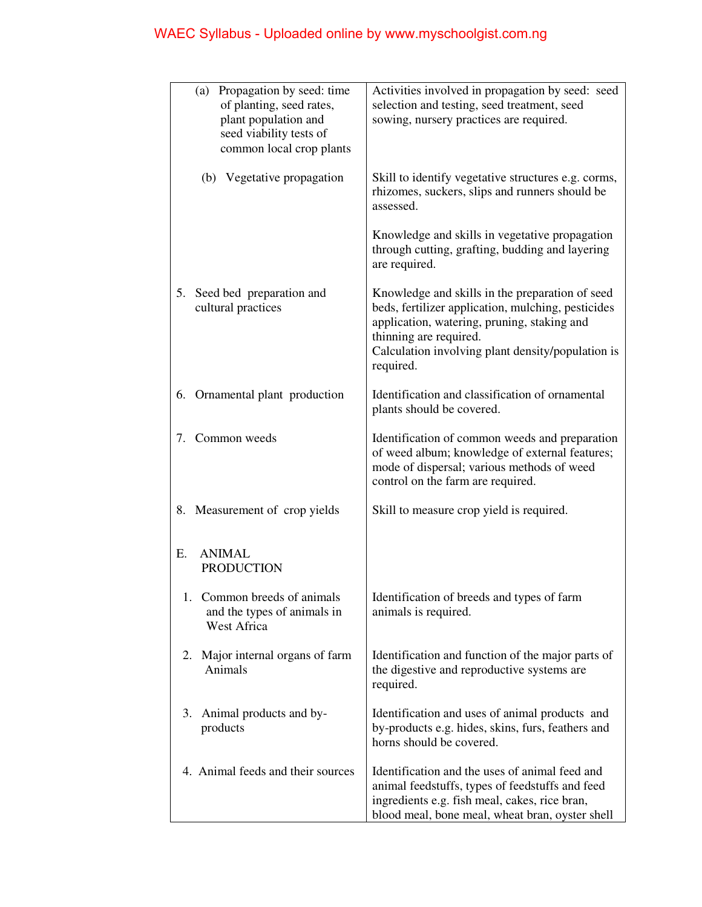| | |
|---|---|
| (a) Propagation by seed: time of planting, seed rates, plant population and seed viability tests of common local crop plants | Activities involved in propagation by seed: seed selection and testing, seed treatment, seed sowing, nursery practices are required. |
| (b) Vegetative propagation | Skill to identify vegetative structures e.g. corms, rhizomes, suckers, slips and runners should be assessed.<br><br>Knowledge and skills in vegetative propagation through cutting, grafting, budding and layering are required. |
| 5. Seed bed preparation and cultural practices | Knowledge and skills in the preparation of seed beds, fertilizer application, mulching, pesticides application, watering, pruning, staking and thinning are required.<br>Calculation involving plant density/population is required. |
| 6. Ornamental plant production | Identification and classification of ornamental plants should be covered. |
| 7. Common weeds | Identification of common weeds and preparation of weed album; knowledge of external features; mode of dispersal; various methods of weed control on the farm are required. |
| 8. Measurement of crop yields | Skill to measure crop yield is required. |
| E. ANIMAL PRODUCTION | |
| 1. Common breeds of animals and the types of animals in West Africa | Identification of breeds and types of farm animals is required. |
| 2. Major internal organs of farm Animals | Identification and function of the major parts of the digestive and reproductive systems are required. |
| 3. Animal products and by-products | Identification and uses of animal products and by-products e.g. hides, skins, furs, feathers and horns should be covered. |
| 4. Animal feeds and their sources | Identification and the uses of animal feed and animal feedstuffs, types of feedstuffs and feed ingredients e.g. fish meal, cakes, rice bran, blood meal, bone meal, wheat bran, oyster shell |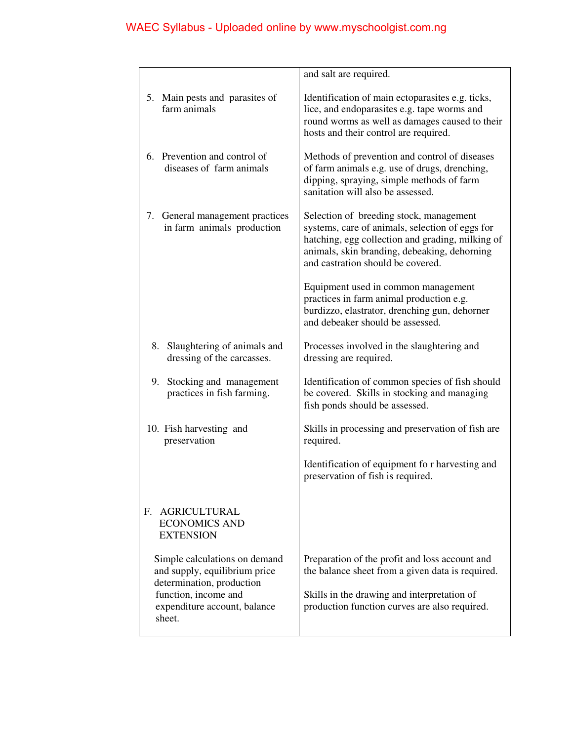| | |
|---|---|
| | and salt are required. |
| 5. Main pests and parasites of farm animals | Identification of main ectoparasites e.g. ticks, lice, and endoparasites e.g. tape worms and round worms as well as damages caused to their hosts and their control are required. |
| 6. Prevention and control of diseases of farm animals | Methods of prevention and control of diseases of farm animals e.g. use of drugs, drenching, dipping, spraying, simple methods of farm sanitation will also be assessed. |
| 7. General management practices in farm animals production | Selection of breeding stock, management systems, care of animals, selection of eggs for hatching, egg collection and grading, milking of animals, skin branding, debeaking, dehorning and castration should be covered.<br><br>Equipment used in common management practices in farm animal production e.g. burdizzo, elastrator, drenching gun, dehorner and debeaker should be assessed. |
| 8. Slaughtering of animals and dressing of the carcasses. | Processes involved in the slaughtering and dressing are required. |
| 9. Stocking and management practices in fish farming. | Identification of common species of fish should be covered. Skills in stocking and managing fish ponds should be assessed. |
| 10. Fish harvesting and preservation | Skills in processing and preservation of fish are required.<br><br>Identification of equipment fo r harvesting and preservation of fish is required. |
| F. AGRICULTURAL ECONOMICS AND EXTENSION | |
| Simple calculations on demand and supply, equilibrium price determination, production function, income and expenditure account, balance sheet. | Preparation of the profit and loss account and the balance sheet from a given data is required.<br><br>Skills in the drawing and interpretation of production function curves are also required. |